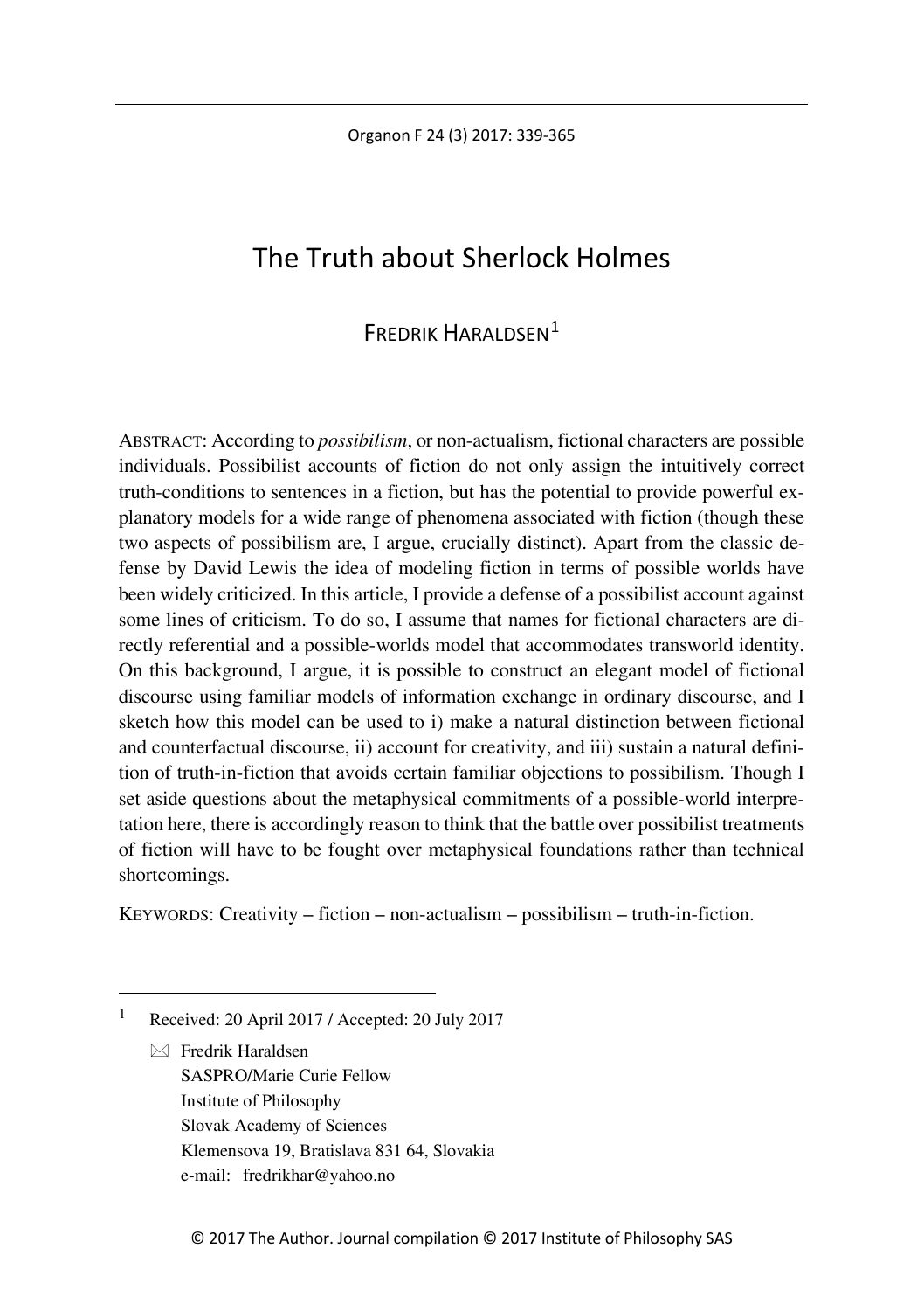# The Truth about Sherlock Holmes

FREDRIK HARALDSEN[1]

ABSTRACT: According to *possibilism*, or non-actualism, fictional characters are possible individuals. Possibilist accounts of fiction do not only assign the intuitively correct truth-conditions to sentences in a fiction, but has the potential to provide powerful explanatory models for a wide range of phenomena associated with fiction (though these two aspects of possibilism are, I argue, crucially distinct). Apart from the classic defense by David Lewis the idea of modeling fiction in terms of possible worlds have been widely criticized. In this article, I provide a defense of a possibilist account against some lines of criticism. To do so, I assume that names for fictional characters are directly referential and a possible-worlds model that accommodates transworld identity. On this background, I argue, it is possible to construct an elegant model of fictional discourse using familiar models of information exchange in ordinary discourse, and I sketch how this model can be used to i) make a natural distinction between fictional and counterfactual discourse, ii) account for creativity, and iii) sustain a natural definition of truth-in-fiction that avoids certain familiar objections to possibilism. Though I set aside questions about the metaphysical commitments of a possible-world interpretation here, there is accordingly reason to think that the battle over possibilist treatments of fiction will have to be fought over metaphysical foundations rather than technical shortcomings.

KEYWORDS: Creativity – fiction – non-actualism – possibilism – truth-in-fiction.

---

[1] Received: 20 April 2017 / Accepted: 20 July 2017

✉ Fredrik Haraldsen
SASPRO/Marie Curie Fellow
Institute of Philosophy
Slovak Academy of Sciences
Klemensova 19, Bratislava 831 64, Slovakia
e-mail: fredrikhar@yahoo.no

© 2017 The Author. Journal compilation © 2017 Institute of Philosophy SAS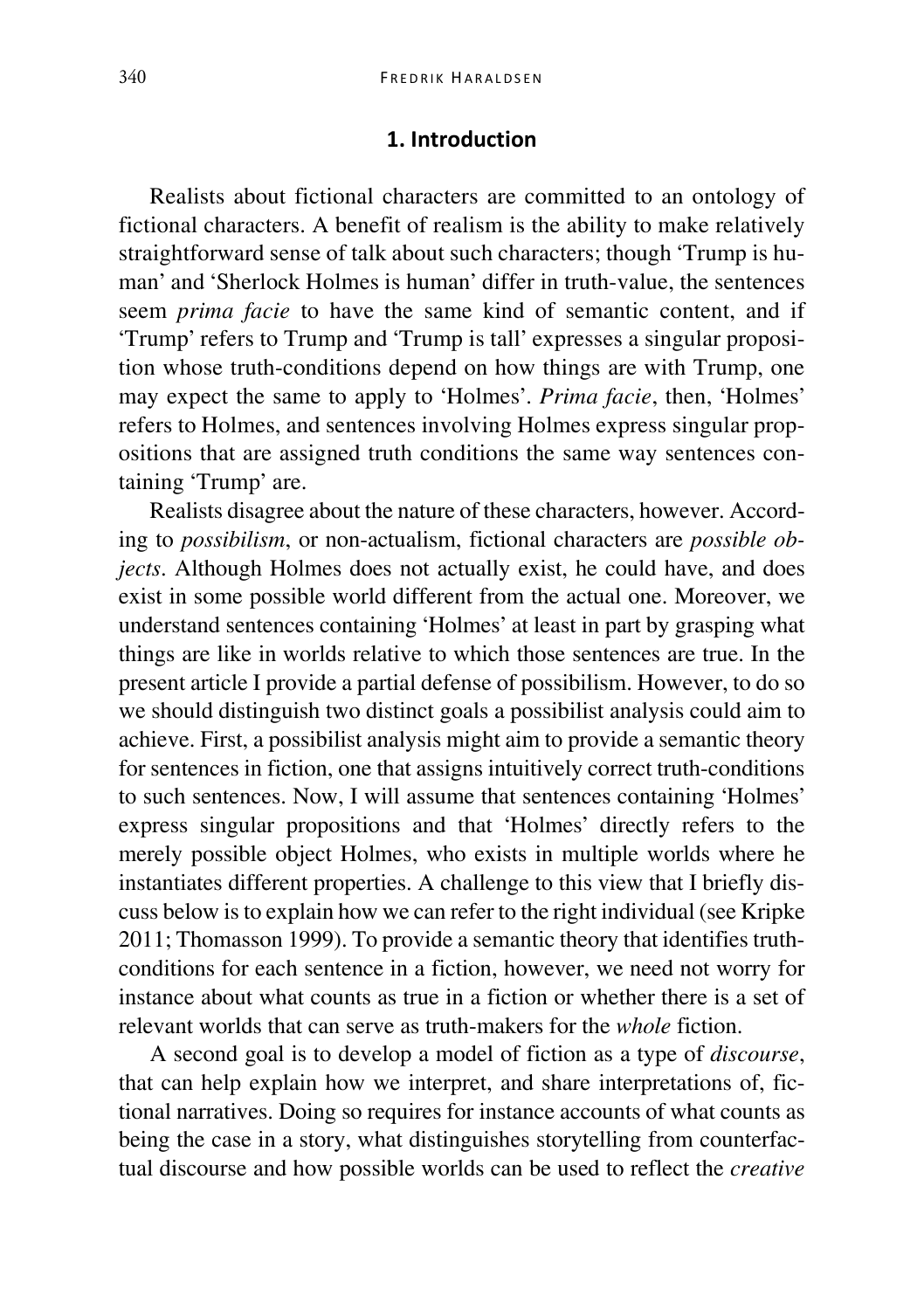## 1. Introduction

Realists about fictional characters are committed to an ontology of fictional characters. A benefit of realism is the ability to make relatively straightforward sense of talk about such characters; though 'Trump is human' and 'Sherlock Holmes is human' differ in truth-value, the sentences seem *prima facie* to have the same kind of semantic content, and if 'Trump' refers to Trump and 'Trump is tall' expresses a singular proposition whose truth-conditions depend on how things are with Trump, one may expect the same to apply to 'Holmes'. *Prima facie*, then, 'Holmes' refers to Holmes, and sentences involving Holmes express singular propositions that are assigned truth conditions the same way sentences containing 'Trump' are.

Realists disagree about the nature of these characters, however. According to *possibilism*, or non-actualism, fictional characters are *possible objects*. Although Holmes does not actually exist, he could have, and does exist in some possible world different from the actual one. Moreover, we understand sentences containing 'Holmes' at least in part by grasping what things are like in worlds relative to which those sentences are true. In the present article I provide a partial defense of possibilism. However, to do so we should distinguish two distinct goals a possibilist analysis could aim to achieve. First, a possibilist analysis might aim to provide a semantic theory for sentences in fiction, one that assigns intuitively correct truth-conditions to such sentences. Now, I will assume that sentences containing 'Holmes' express singular propositions and that 'Holmes' directly refers to the merely possible object Holmes, who exists in multiple worlds where he instantiates different properties. A challenge to this view that I briefly discuss below is to explain how we can refer to the right individual (see Kripke 2011; Thomasson 1999). To provide a semantic theory that identifies truth-conditions for each sentence in a fiction, however, we need not worry for instance about what counts as true in a fiction or whether there is a set of relevant worlds that can serve as truth-makers for the *whole* fiction.

A second goal is to develop a model of fiction as a type of *discourse*, that can help explain how we interpret, and share interpretations of, fictional narratives. Doing so requires for instance accounts of what counts as being the case in a story, what distinguishes storytelling from counterfactual discourse and how possible worlds can be used to reflect the *creative*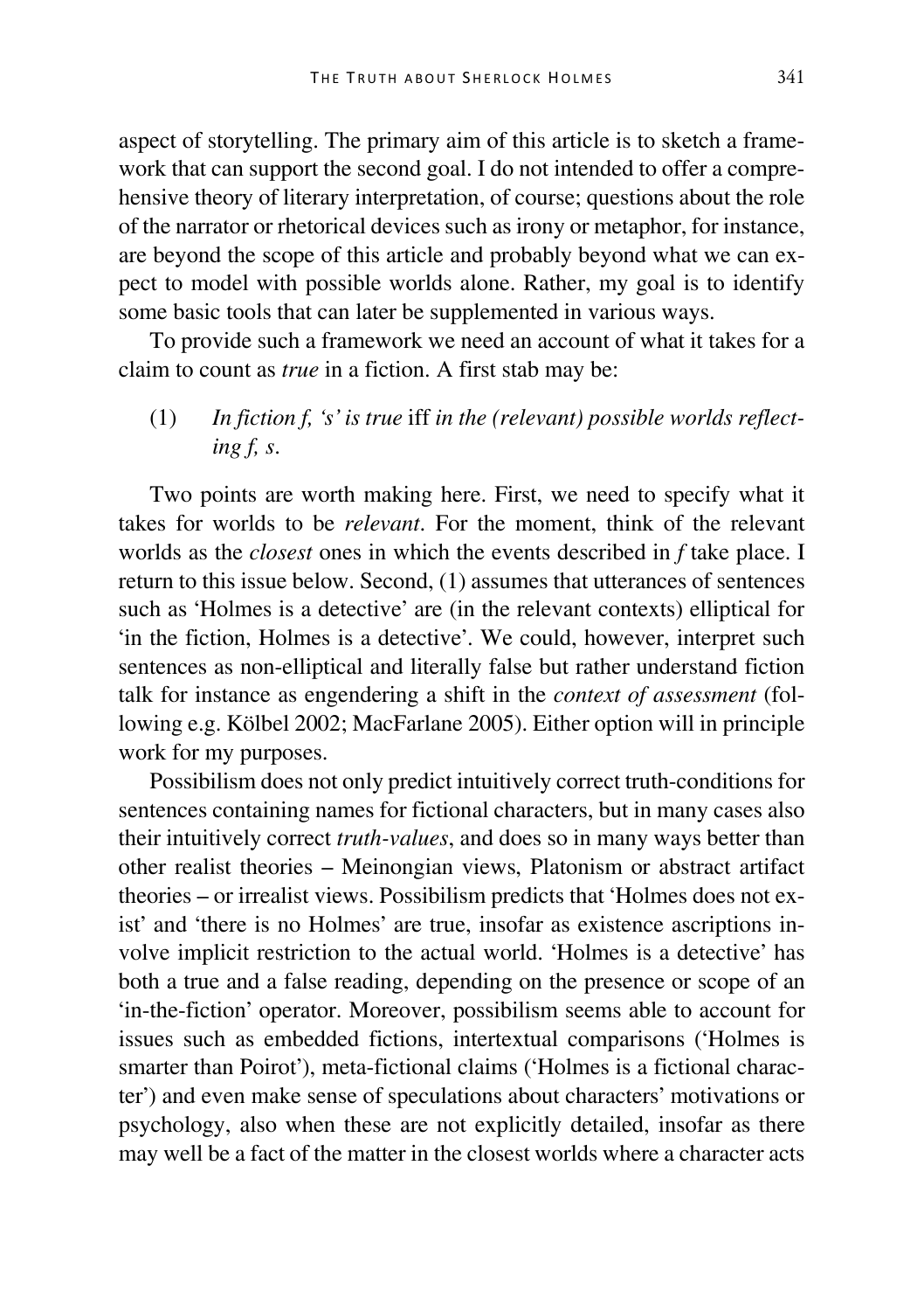aspect of storytelling. The primary aim of this article is to sketch a framework that can support the second goal. I do not intended to offer a comprehensive theory of literary interpretation, of course; questions about the role of the narrator or rhetorical devices such as irony or metaphor, for instance, are beyond the scope of this article and probably beyond what we can expect to model with possible worlds alone. Rather, my goal is to identify some basic tools that can later be supplemented in various ways.

To provide such a framework we need an account of what it takes for a claim to count as *true* in a fiction. A first stab may be:

(1) *In fiction f, 's' is true* iff *in the (relevant) possible worlds reflecting f, s*.

Two points are worth making here. First, we need to specify what it takes for worlds to be *relevant*. For the moment, think of the relevant worlds as the *closest* ones in which the events described in *f* take place. I return to this issue below. Second, (1) assumes that utterances of sentences such as 'Holmes is a detective' are (in the relevant contexts) elliptical for 'in the fiction, Holmes is a detective'. We could, however, interpret such sentences as non-elliptical and literally false but rather understand fiction talk for instance as engendering a shift in the *context of assessment* (following e.g. Kölbel 2002; MacFarlane 2005). Either option will in principle work for my purposes.

Possibilism does not only predict intuitively correct truth-conditions for sentences containing names for fictional characters, but in many cases also their intuitively correct *truth-values*, and does so in many ways better than other realist theories – Meinongian views, Platonism or abstract artifact theories – or irrealist views. Possibilism predicts that 'Holmes does not exist' and 'there is no Holmes' are true, insofar as existence ascriptions involve implicit restriction to the actual world. 'Holmes is a detective' has both a true and a false reading, depending on the presence or scope of an 'in-the-fiction' operator. Moreover, possibilism seems able to account for issues such as embedded fictions, intertextual comparisons ('Holmes is smarter than Poirot'), meta-fictional claims ('Holmes is a fictional character') and even make sense of speculations about characters' motivations or psychology, also when these are not explicitly detailed, insofar as there may well be a fact of the matter in the closest worlds where a character acts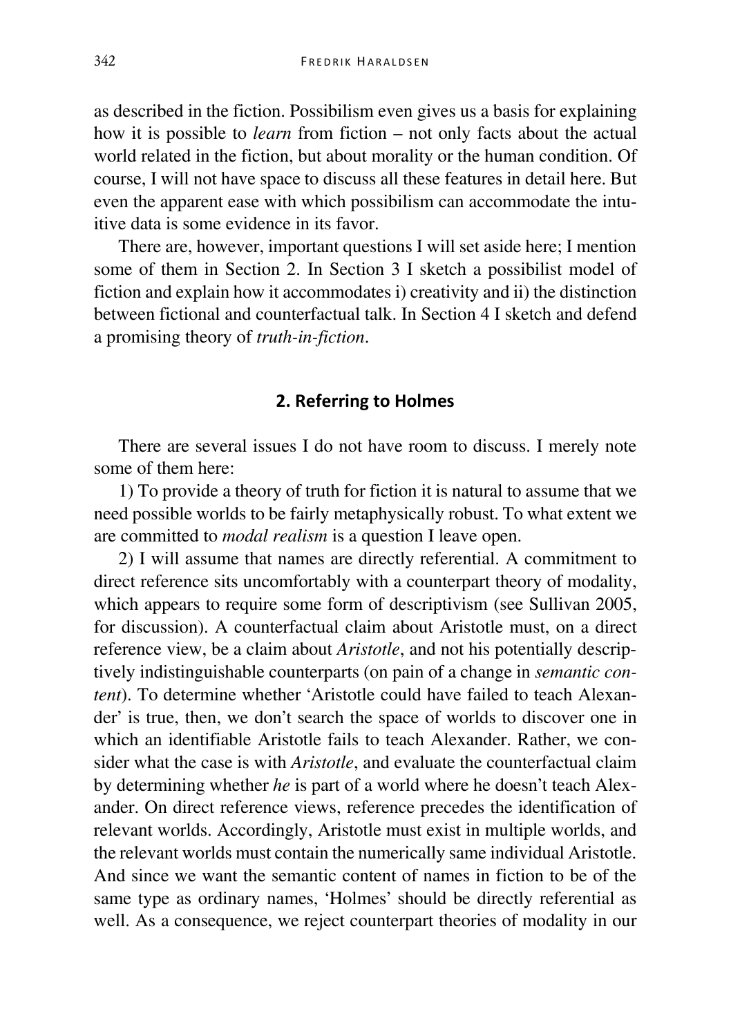as described in the fiction. Possibilism even gives us a basis for explaining how it is possible to *learn* from fiction – not only facts about the actual world related in the fiction, but about morality or the human condition. Of course, I will not have space to discuss all these features in detail here. But even the apparent ease with which possibilism can accommodate the intuitive data is some evidence in its favor.

There are, however, important questions I will set aside here; I mention some of them in Section 2. In Section 3 I sketch a possibilist model of fiction and explain how it accommodates i) creativity and ii) the distinction between fictional and counterfactual talk. In Section 4 I sketch and defend a promising theory of *truth-in-fiction*.

## 2. Referring to Holmes

There are several issues I do not have room to discuss. I merely note some of them here:

1) To provide a theory of truth for fiction it is natural to assume that we need possible worlds to be fairly metaphysically robust. To what extent we are committed to *modal realism* is a question I leave open.

2) I will assume that names are directly referential. A commitment to direct reference sits uncomfortably with a counterpart theory of modality, which appears to require some form of descriptivism (see Sullivan 2005, for discussion). A counterfactual claim about Aristotle must, on a direct reference view, be a claim about *Aristotle*, and not his potentially descriptively indistinguishable counterparts (on pain of a change in *semantic content*). To determine whether 'Aristotle could have failed to teach Alexander' is true, then, we don't search the space of worlds to discover one in which an identifiable Aristotle fails to teach Alexander. Rather, we consider what the case is with *Aristotle*, and evaluate the counterfactual claim by determining whether *he* is part of a world where he doesn't teach Alexander. On direct reference views, reference precedes the identification of relevant worlds. Accordingly, Aristotle must exist in multiple worlds, and the relevant worlds must contain the numerically same individual Aristotle. And since we want the semantic content of names in fiction to be of the same type as ordinary names, 'Holmes' should be directly referential as well. As a consequence, we reject counterpart theories of modality in our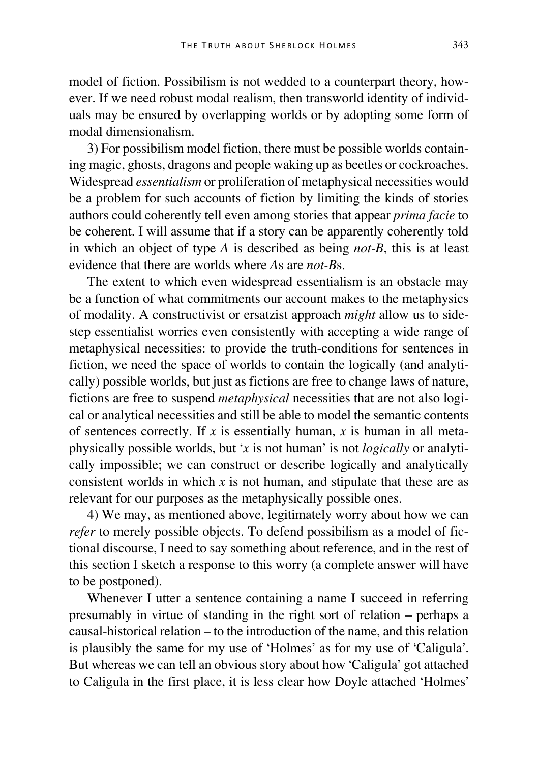model of fiction. Possibilism is not wedded to a counterpart theory, however. If we need robust modal realism, then transworld identity of individuals may be ensured by overlapping worlds or by adopting some form of modal dimensionalism.

3) For possibilism model fiction, there must be possible worlds containing magic, ghosts, dragons and people waking up as beetles or cockroaches. Widespread *essentialism* or proliferation of metaphysical necessities would be a problem for such accounts of fiction by limiting the kinds of stories authors could coherently tell even among stories that appear *prima facie* to be coherent. I will assume that if a story can be apparently coherently told in which an object of type *A* is described as being *not-B*, this is at least evidence that there are worlds where *A*s are *not-B*s.

The extent to which even widespread essentialism is an obstacle may be a function of what commitments our account makes to the metaphysics of modality. A constructivist or ersatzist approach *might* allow us to sidestep essentialist worries even consistently with accepting a wide range of metaphysical necessities: to provide the truth-conditions for sentences in fiction, we need the space of worlds to contain the logically (and analytically) possible worlds, but just as fictions are free to change laws of nature, fictions are free to suspend *metaphysical* necessities that are not also logical or analytical necessities and still be able to model the semantic contents of sentences correctly. If $x$ is essentially human, $x$ is human in all metaphysically possible worlds, but '$x$ is not human' is not *logically* or analytically impossible; we can construct or describe logically and analytically consistent worlds in which $x$ is not human, and stipulate that these are as relevant for our purposes as the metaphysically possible ones.

4) We may, as mentioned above, legitimately worry about how we can *refer* to merely possible objects. To defend possibilism as a model of fictional discourse, I need to say something about reference, and in the rest of this section I sketch a response to this worry (a complete answer will have to be postponed).

Whenever I utter a sentence containing a name I succeed in referring presumably in virtue of standing in the right sort of relation – perhaps a causal-historical relation – to the introduction of the name, and this relation is plausibly the same for my use of 'Holmes' as for my use of 'Caligula'. But whereas we can tell an obvious story about how 'Caligula' got attached to Caligula in the first place, it is less clear how Doyle attached 'Holmes'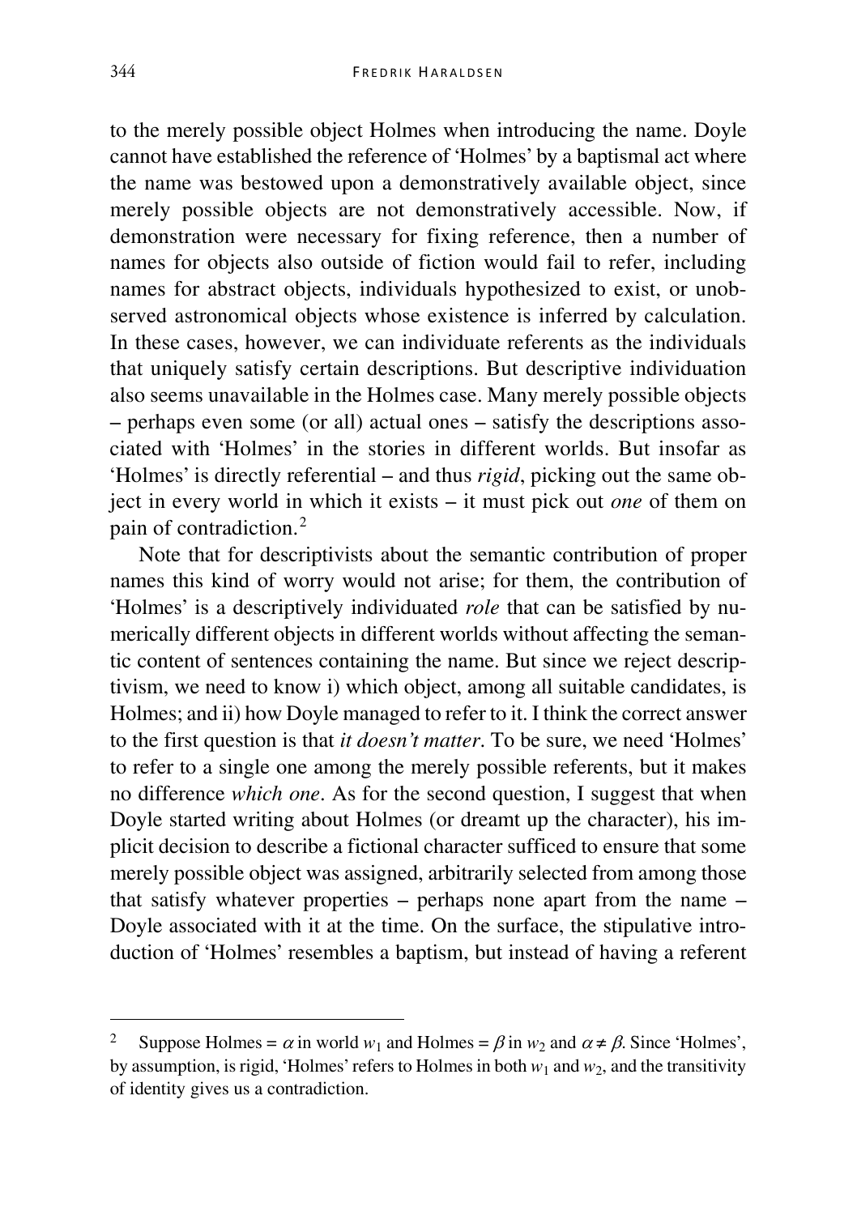to the merely possible object Holmes when introducing the name. Doyle cannot have established the reference of 'Holmes' by a baptismal act where the name was bestowed upon a demonstratively available object, since merely possible objects are not demonstratively accessible. Now, if demonstration were necessary for fixing reference, then a number of names for objects also outside of fiction would fail to refer, including names for abstract objects, individuals hypothesized to exist, or unobserved astronomical objects whose existence is inferred by calculation. In these cases, however, we can individuate referents as the individuals that uniquely satisfy certain descriptions. But descriptive individuation also seems unavailable in the Holmes case. Many merely possible objects – perhaps even some (or all) actual ones – satisfy the descriptions associated with 'Holmes' in the stories in different worlds. But insofar as 'Holmes' is directly referential – and thus *rigid*, picking out the same object in every world in which it exists – it must pick out *one* of them on pain of contradiction.[2]

Note that for descriptivists about the semantic contribution of proper names this kind of worry would not arise; for them, the contribution of 'Holmes' is a descriptively individuated *role* that can be satisfied by numerically different objects in different worlds without affecting the semantic content of sentences containing the name. But since we reject descriptivism, we need to know i) which object, among all suitable candidates, is Holmes; and ii) how Doyle managed to refer to it. I think the correct answer to the first question is that *it doesn't matter*. To be sure, we need 'Holmes' to refer to a single one among the merely possible referents, but it makes no difference *which one*. As for the second question, I suggest that when Doyle started writing about Holmes (or dreamt up the character), his implicit decision to describe a fictional character sufficed to ensure that some merely possible object was assigned, arbitrarily selected from among those that satisfy whatever properties – perhaps none apart from the name – Doyle associated with it at the time. On the surface, the stipulative introduction of 'Holmes' resembles a baptism, but instead of having a referent

---

[2] Suppose Holmes = $\alpha$ in world $w_1$ and Holmes = $\beta$ in $w_2$ and $\alpha \neq \beta$. Since 'Holmes', by assumption, is rigid, 'Holmes' refers to Holmes in both $w_1$ and $w_2$, and the transitivity of identity gives us a contradiction.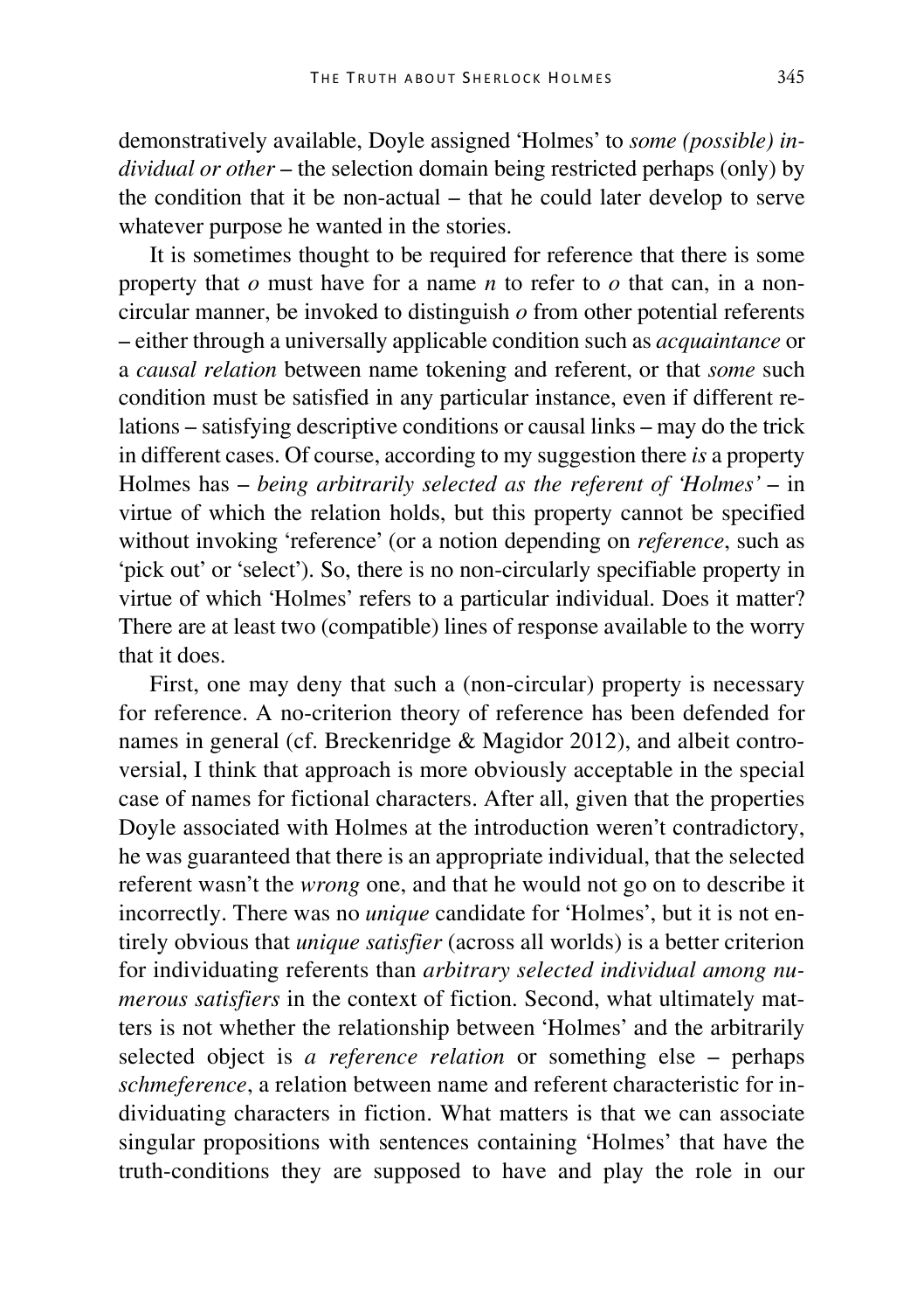demonstratively available, Doyle assigned 'Holmes' to *some (possible) individual or other* – the selection domain being restricted perhaps (only) by the condition that it be non-actual – that he could later develop to serve whatever purpose he wanted in the stories.

It is sometimes thought to be required for reference that there is some property that *o* must have for a name *n* to refer to *o* that can, in a non-circular manner, be invoked to distinguish *o* from other potential referents – either through a universally applicable condition such as *acquaintance* or a *causal relation* between name tokening and referent, or that *some* such condition must be satisfied in any particular instance, even if different relations – satisfying descriptive conditions or causal links – may do the trick in different cases. Of course, according to my suggestion there *is* a property Holmes has – *being arbitrarily selected as the referent of 'Holmes'* – in virtue of which the relation holds, but this property cannot be specified without invoking 'reference' (or a notion depending on *reference*, such as 'pick out' or 'select'). So, there is no non-circularly specifiable property in virtue of which 'Holmes' refers to a particular individual. Does it matter? There are at least two (compatible) lines of response available to the worry that it does.

First, one may deny that such a (non-circular) property is necessary for reference. A no-criterion theory of reference has been defended for names in general (cf. Breckenridge & Magidor 2012), and albeit controversial, I think that approach is more obviously acceptable in the special case of names for fictional characters. After all, given that the properties Doyle associated with Holmes at the introduction weren't contradictory, he was guaranteed that there is an appropriate individual, that the selected referent wasn't the *wrong* one, and that he would not go on to describe it incorrectly. There was no *unique* candidate for 'Holmes', but it is not entirely obvious that *unique satisfier* (across all worlds) is a better criterion for individuating referents than *arbitrary selected individual among numerous satisfiers* in the context of fiction. Second, what ultimately matters is not whether the relationship between 'Holmes' and the arbitrarily selected object is *a reference relation* or something else – perhaps *schmeference*, a relation between name and referent characteristic for individuating characters in fiction. What matters is that we can associate singular propositions with sentences containing 'Holmes' that have the truth-conditions they are supposed to have and play the role in our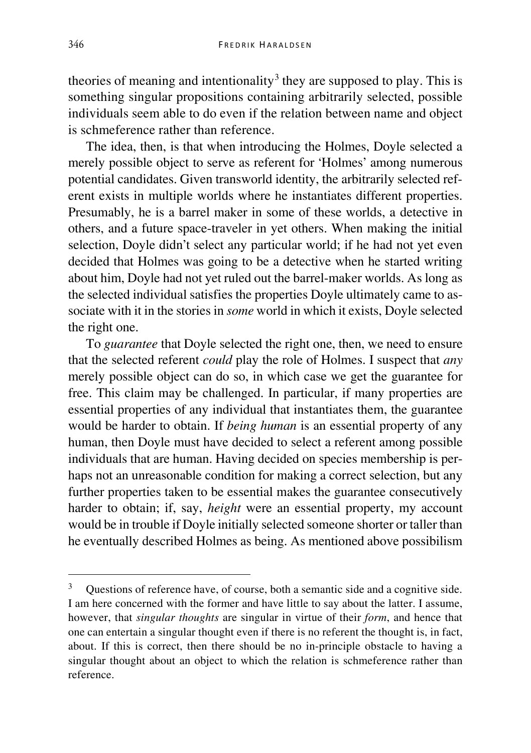theories of meaning and intentionality[3] they are supposed to play. This is something singular propositions containing arbitrarily selected, possible individuals seem able to do even if the relation between name and object is schmeference rather than reference.

The idea, then, is that when introducing the Holmes, Doyle selected a merely possible object to serve as referent for 'Holmes' among numerous potential candidates. Given transworld identity, the arbitrarily selected referent exists in multiple worlds where he instantiates different properties. Presumably, he is a barrel maker in some of these worlds, a detective in others, and a future space-traveler in yet others. When making the initial selection, Doyle didn't select any particular world; if he had not yet even decided that Holmes was going to be a detective when he started writing about him, Doyle had not yet ruled out the barrel-maker worlds. As long as the selected individual satisfies the properties Doyle ultimately came to associate with it in the stories in *some* world in which it exists, Doyle selected the right one.

To *guarantee* that Doyle selected the right one, then, we need to ensure that the selected referent *could* play the role of Holmes. I suspect that *any* merely possible object can do so, in which case we get the guarantee for free. This claim may be challenged. In particular, if many properties are essential properties of any individual that instantiates them, the guarantee would be harder to obtain. If *being human* is an essential property of any human, then Doyle must have decided to select a referent among possible individuals that are human. Having decided on species membership is perhaps not an unreasonable condition for making a correct selection, but any further properties taken to be essential makes the guarantee consecutively harder to obtain; if, say, *height* were an essential property, my account would be in trouble if Doyle initially selected someone shorter or taller than he eventually described Holmes as being. As mentioned above possibilism

[3] Questions of reference have, of course, both a semantic side and a cognitive side. I am here concerned with the former and have little to say about the latter. I assume, however, that *singular thoughts* are singular in virtue of their *form*, and hence that one can entertain a singular thought even if there is no referent the thought is, in fact, about. If this is correct, then there should be no in-principle obstacle to having a singular thought about an object to which the relation is schmeference rather than reference.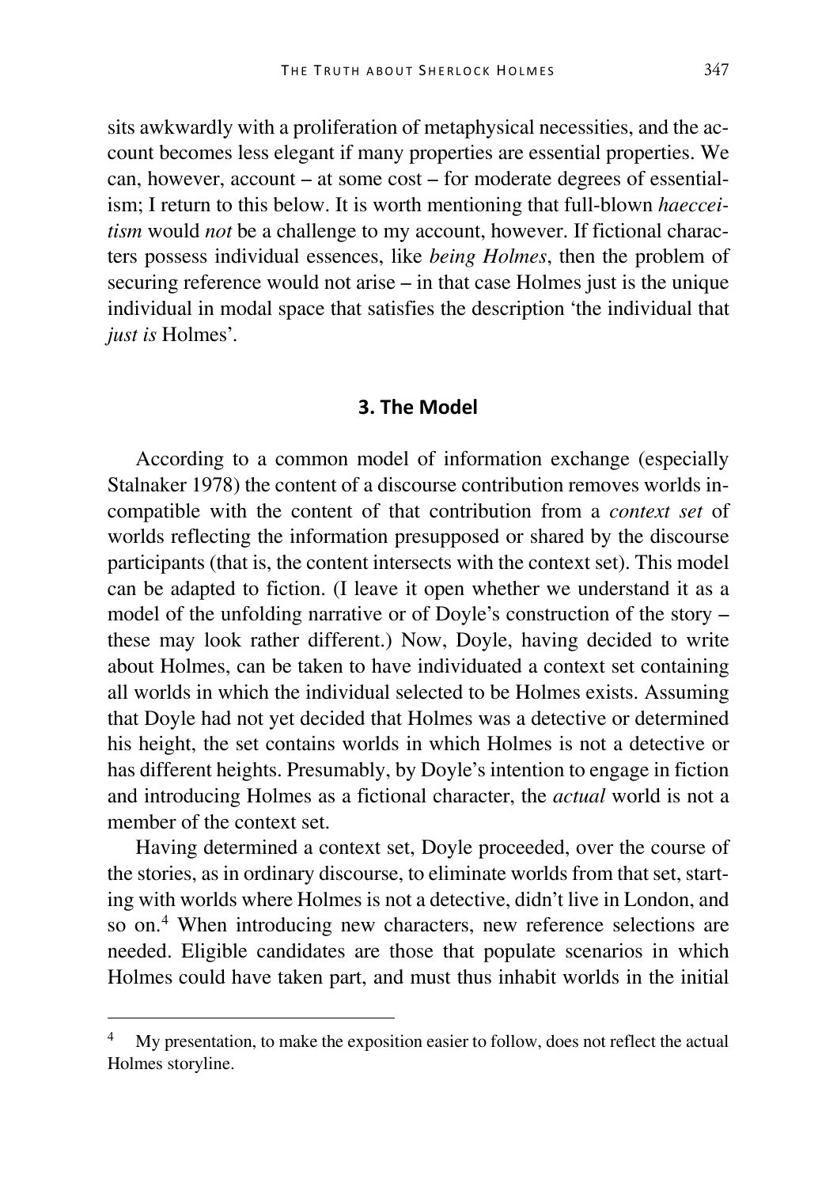sits awkwardly with a proliferation of metaphysical necessities, and the account becomes less elegant if many properties are essential properties. We can, however, account – at some cost – for moderate degrees of essentialism; I return to this below. It is worth mentioning that full-blown *haecceitism* would *not* be a challenge to my account, however. If fictional characters possess individual essences, like *being Holmes*, then the problem of securing reference would not arise – in that case Holmes just is the unique individual in modal space that satisfies the description 'the individual that *just is* Holmes'.

## 3. The Model

According to a common model of information exchange (especially Stalnaker 1978) the content of a discourse contribution removes worlds incompatible with the content of that contribution from a *context set* of worlds reflecting the information presupposed or shared by the discourse participants (that is, the content intersects with the context set). This model can be adapted to fiction. (I leave it open whether we understand it as a model of the unfolding narrative or of Doyle's construction of the story – these may look rather different.) Now, Doyle, having decided to write about Holmes, can be taken to have individuated a context set containing all worlds in which the individual selected to be Holmes exists. Assuming that Doyle had not yet decided that Holmes was a detective or determined his height, the set contains worlds in which Holmes is not a detective or has different heights. Presumably, by Doyle's intention to engage in fiction and introducing Holmes as a fictional character, the *actual* world is not a member of the context set.

Having determined a context set, Doyle proceeded, over the course of the stories, as in ordinary discourse, to eliminate worlds from that set, starting with worlds where Holmes is not a detective, didn't live in London, and so on.[4] When introducing new characters, new reference selections are needed. Eligible candidates are those that populate scenarios in which Holmes could have taken part, and must thus inhabit worlds in the initial

[4] My presentation, to make the exposition easier to follow, does not reflect the actual Holmes storyline.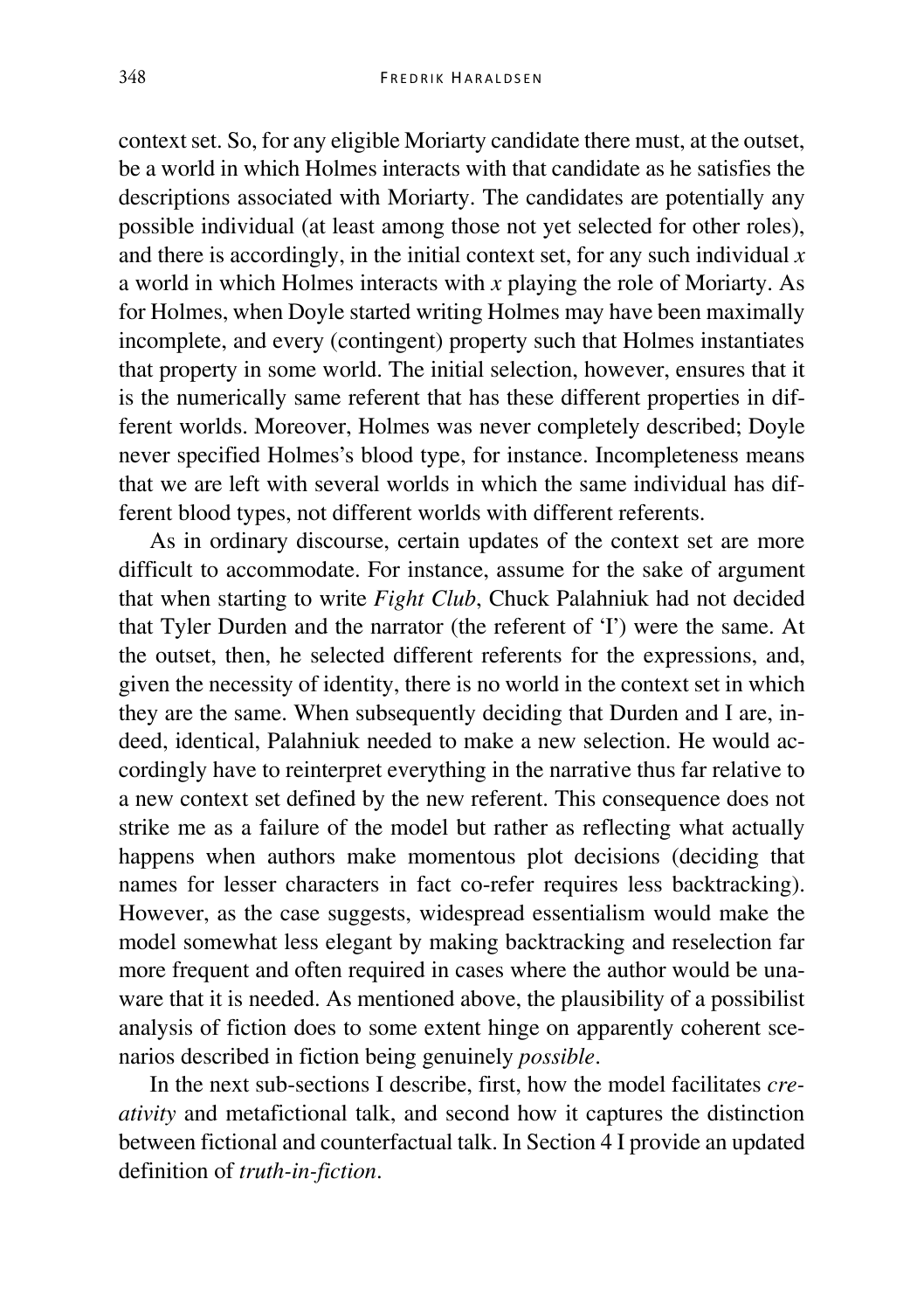context set. So, for any eligible Moriarty candidate there must, at the outset, be a world in which Holmes interacts with that candidate as he satisfies the descriptions associated with Moriarty. The candidates are potentially any possible individual (at least among those not yet selected for other roles), and there is accordingly, in the initial context set, for any such individual *x* a world in which Holmes interacts with *x* playing the role of Moriarty. As for Holmes, when Doyle started writing Holmes may have been maximally incomplete, and every (contingent) property such that Holmes instantiates that property in some world. The initial selection, however, ensures that it is the numerically same referent that has these different properties in different worlds. Moreover, Holmes was never completely described; Doyle never specified Holmes's blood type, for instance. Incompleteness means that we are left with several worlds in which the same individual has different blood types, not different worlds with different referents.

As in ordinary discourse, certain updates of the context set are more difficult to accommodate. For instance, assume for the sake of argument that when starting to write *Fight Club*, Chuck Palahniuk had not decided that Tyler Durden and the narrator (the referent of 'I') were the same. At the outset, then, he selected different referents for the expressions, and, given the necessity of identity, there is no world in the context set in which they are the same. When subsequently deciding that Durden and I are, indeed, identical, Palahniuk needed to make a new selection. He would accordingly have to reinterpret everything in the narrative thus far relative to a new context set defined by the new referent. This consequence does not strike me as a failure of the model but rather as reflecting what actually happens when authors make momentous plot decisions (deciding that names for lesser characters in fact co-refer requires less backtracking). However, as the case suggests, widespread essentialism would make the model somewhat less elegant by making backtracking and reselection far more frequent and often required in cases where the author would be unaware that it is needed. As mentioned above, the plausibility of a possibilist analysis of fiction does to some extent hinge on apparently coherent scenarios described in fiction being genuinely *possible*.

In the next sub-sections I describe, first, how the model facilitates *creativity* and metafictional talk, and second how it captures the distinction between fictional and counterfactual talk. In Section 4 I provide an updated definition of *truth-in-fiction*.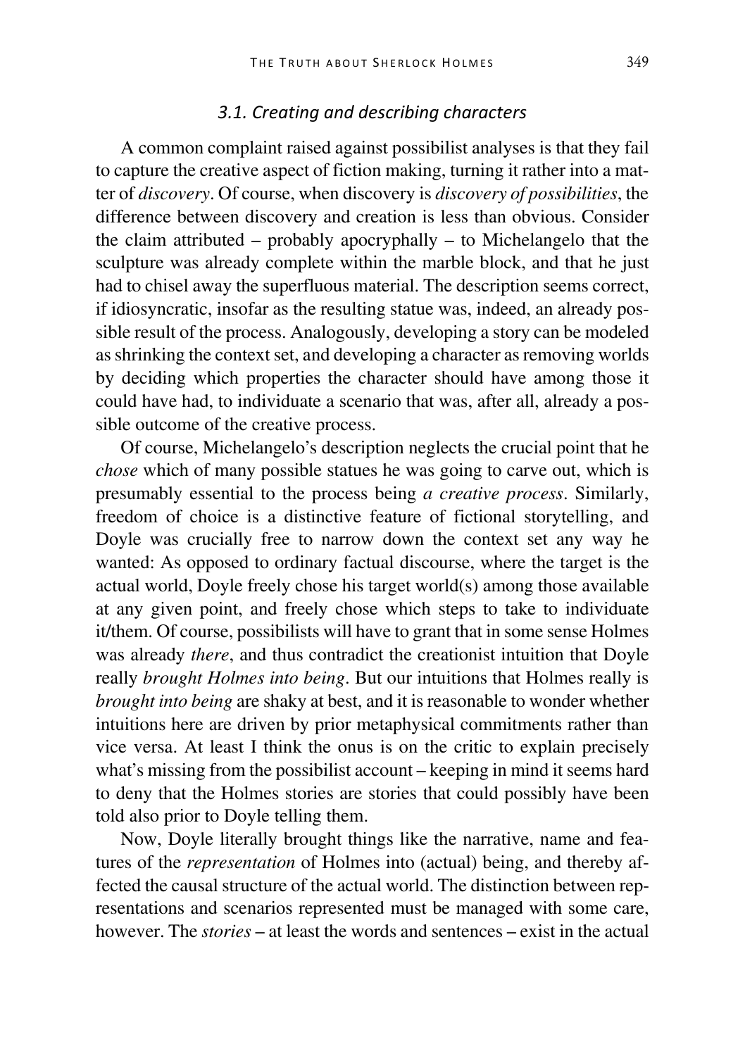### *3.1. Creating and describing characters*

A common complaint raised against possibilist analyses is that they fail to capture the creative aspect of fiction making, turning it rather into a matter of *discovery*. Of course, when discovery is *discovery of possibilities*, the difference between discovery and creation is less than obvious. Consider the claim attributed – probably apocryphally – to Michelangelo that the sculpture was already complete within the marble block, and that he just had to chisel away the superfluous material. The description seems correct, if idiosyncratic, insofar as the resulting statue was, indeed, an already possible result of the process. Analogously, developing a story can be modeled as shrinking the context set, and developing a character as removing worlds by deciding which properties the character should have among those it could have had, to individuate a scenario that was, after all, already a possible outcome of the creative process.

Of course, Michelangelo's description neglects the crucial point that he *chose* which of many possible statues he was going to carve out, which is presumably essential to the process being *a creative process*. Similarly, freedom of choice is a distinctive feature of fictional storytelling, and Doyle was crucially free to narrow down the context set any way he wanted: As opposed to ordinary factual discourse, where the target is the actual world, Doyle freely chose his target world(s) among those available at any given point, and freely chose which steps to take to individuate it/them. Of course, possibilists will have to grant that in some sense Holmes was already *there*, and thus contradict the creationist intuition that Doyle really *brought Holmes into being*. But our intuitions that Holmes really is *brought into being* are shaky at best, and it is reasonable to wonder whether intuitions here are driven by prior metaphysical commitments rather than vice versa. At least I think the onus is on the critic to explain precisely what's missing from the possibilist account – keeping in mind it seems hard to deny that the Holmes stories are stories that could possibly have been told also prior to Doyle telling them.

Now, Doyle literally brought things like the narrative, name and features of the *representation* of Holmes into (actual) being, and thereby affected the causal structure of the actual world. The distinction between representations and scenarios represented must be managed with some care, however. The *stories* – at least the words and sentences – exist in the actual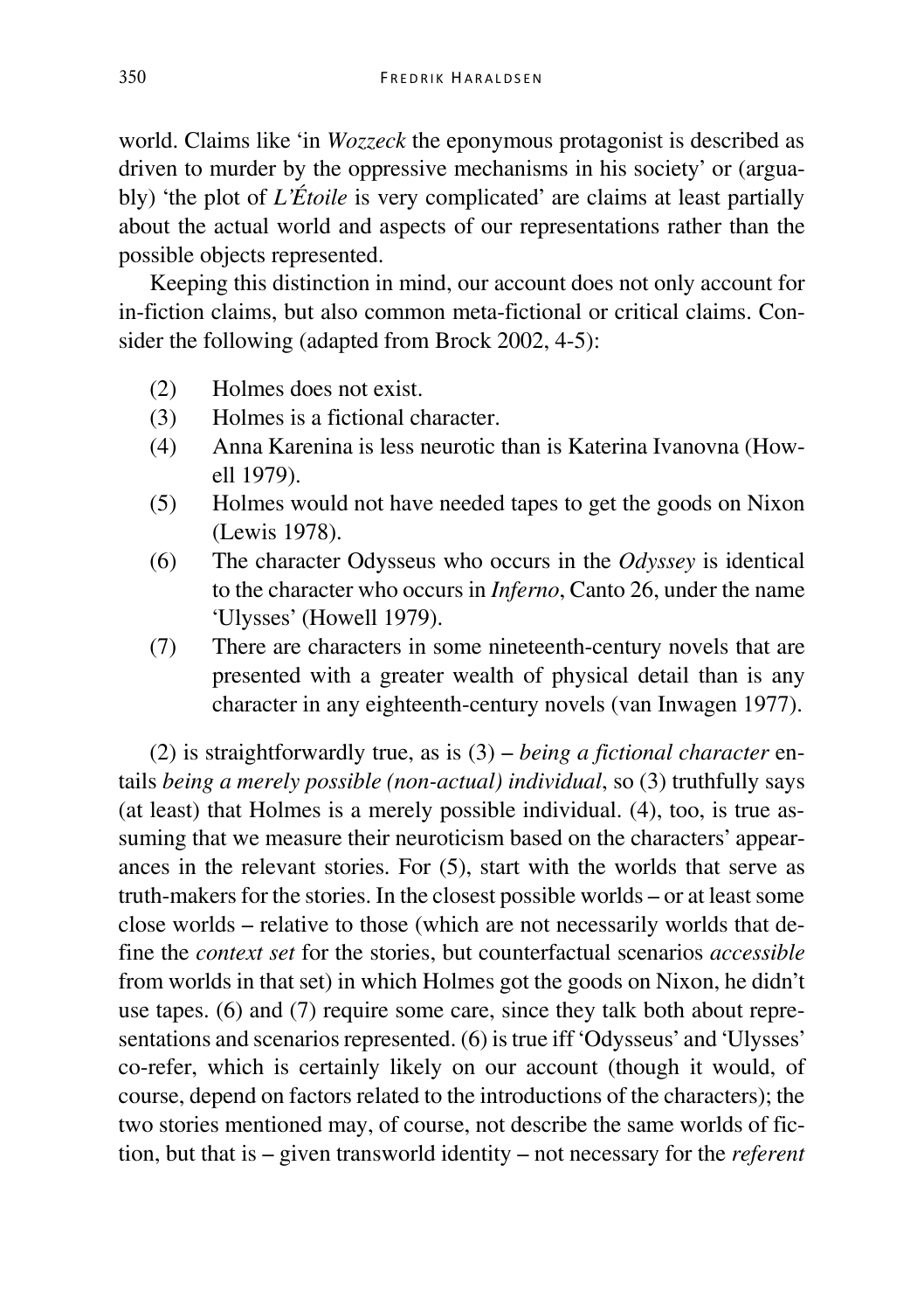world. Claims like 'in *Wozzeck* the eponymous protagonist is described as driven to murder by the oppressive mechanisms in his society' or (arguably) 'the plot of *L'Étoile* is very complicated' are claims at least partially about the actual world and aspects of our representations rather than the possible objects represented.

Keeping this distinction in mind, our account does not only account for in-fiction claims, but also common meta-fictional or critical claims. Consider the following (adapted from Brock 2002, 4-5):

(2) Holmes does not exist.

(3) Holmes is a fictional character.

(4) Anna Karenina is less neurotic than is Katerina Ivanovna (Howell 1979).

(5) Holmes would not have needed tapes to get the goods on Nixon (Lewis 1978).

(6) The character Odysseus who occurs in the *Odyssey* is identical to the character who occurs in *Inferno*, Canto 26, under the name 'Ulysses' (Howell 1979).

(7) There are characters in some nineteenth-century novels that are presented with a greater wealth of physical detail than is any character in any eighteenth-century novels (van Inwagen 1977).

(2) is straightforwardly true, as is (3) – *being a fictional character* entails *being a merely possible (non-actual) individual*, so (3) truthfully says (at least) that Holmes is a merely possible individual. (4), too, is true assuming that we measure their neuroticism based on the characters' appearances in the relevant stories. For (5), start with the worlds that serve as truth-makers for the stories. In the closest possible worlds – or at least some close worlds – relative to those (which are not necessarily worlds that define the *context set* for the stories, but counterfactual scenarios *accessible* from worlds in that set) in which Holmes got the goods on Nixon, he didn't use tapes. (6) and (7) require some care, since they talk both about representations and scenarios represented. (6) is true iff 'Odysseus' and 'Ulysses' co-refer, which is certainly likely on our account (though it would, of course, depend on factors related to the introductions of the characters); the two stories mentioned may, of course, not describe the same worlds of fiction, but that is – given transworld identity – not necessary for the *referent*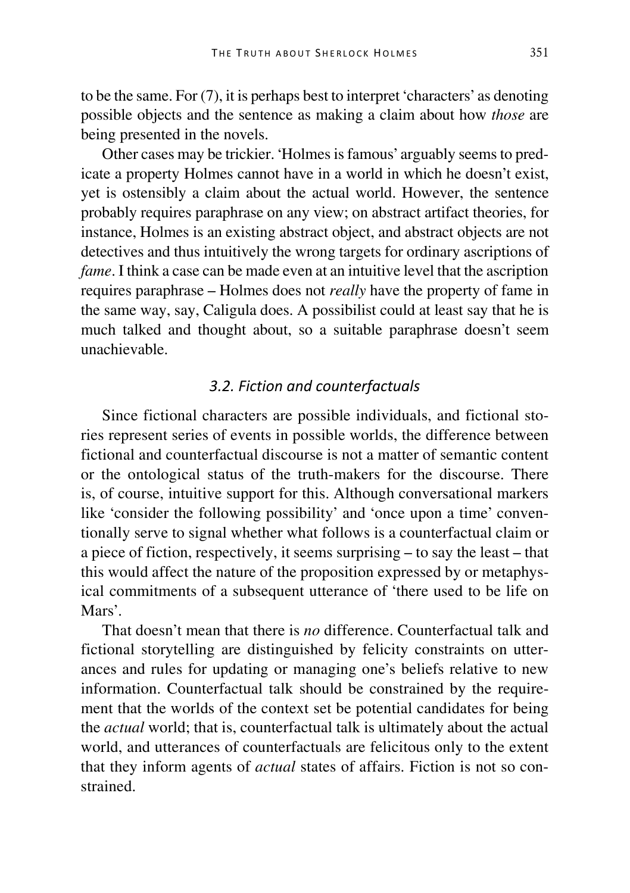to be the same. For (7), it is perhaps best to interpret 'characters' as denoting possible objects and the sentence as making a claim about how *those* are being presented in the novels.

Other cases may be trickier. 'Holmes is famous' arguably seems to predicate a property Holmes cannot have in a world in which he doesn't exist, yet is ostensibly a claim about the actual world. However, the sentence probably requires paraphrase on any view; on abstract artifact theories, for instance, Holmes is an existing abstract object, and abstract objects are not detectives and thus intuitively the wrong targets for ordinary ascriptions of *fame*. I think a case can be made even at an intuitive level that the ascription requires paraphrase – Holmes does not *really* have the property of fame in the same way, say, Caligula does. A possibilist could at least say that he is much talked and thought about, so a suitable paraphrase doesn't seem unachievable.

### *3.2. Fiction and counterfactuals*

Since fictional characters are possible individuals, and fictional stories represent series of events in possible worlds, the difference between fictional and counterfactual discourse is not a matter of semantic content or the ontological status of the truth-makers for the discourse. There is, of course, intuitive support for this. Although conversational markers like 'consider the following possibility' and 'once upon a time' conventionally serve to signal whether what follows is a counterfactual claim or a piece of fiction, respectively, it seems surprising – to say the least – that this would affect the nature of the proposition expressed by or metaphysical commitments of a subsequent utterance of 'there used to be life on Mars'.

That doesn't mean that there is *no* difference. Counterfactual talk and fictional storytelling are distinguished by felicity constraints on utterances and rules for updating or managing one's beliefs relative to new information. Counterfactual talk should be constrained by the requirement that the worlds of the context set be potential candidates for being the *actual* world; that is, counterfactual talk is ultimately about the actual world, and utterances of counterfactuals are felicitous only to the extent that they inform agents of *actual* states of affairs. Fiction is not so constrained.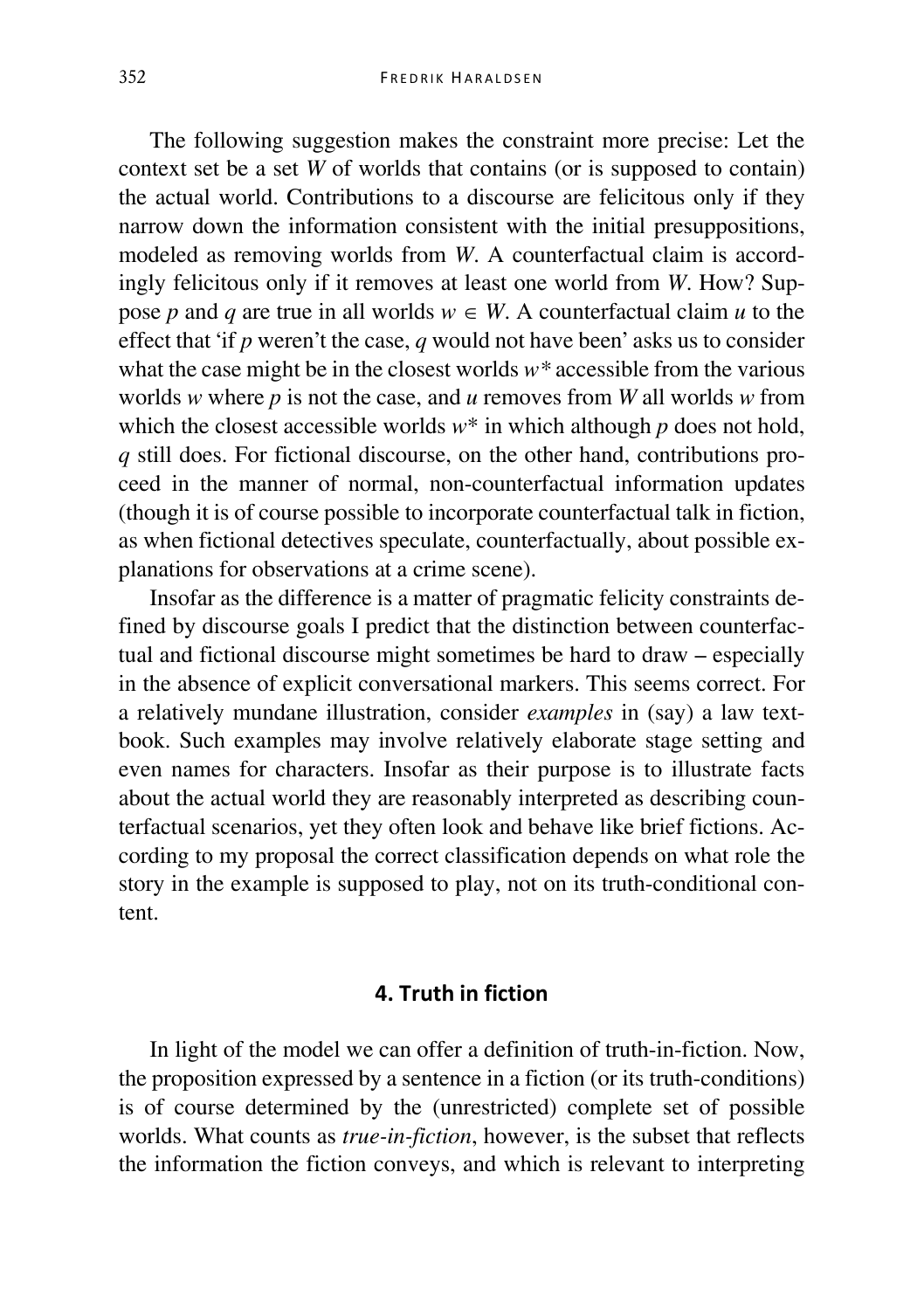The following suggestion makes the constraint more precise: Let the context set be a set $W$ of worlds that contains (or is supposed to contain) the actual world. Contributions to a discourse are felicitous only if they narrow down the information consistent with the initial presuppositions, modeled as removing worlds from $W$. A counterfactual claim is accordingly felicitous only if it removes at least one world from $W$. How? Suppose $p$ and $q$ are true in all worlds $w \in W$. A counterfactual claim $u$ to the effect that 'if $p$ weren't the case, $q$ would not have been' asks us to consider what the case might be in the closest worlds $w^*$ accessible from the various worlds $w$ where $p$ is not the case, and $u$ removes from $W$ all worlds $w$ from which the closest accessible worlds $w^*$ in which although $p$ does not hold, $q$ still does. For fictional discourse, on the other hand, contributions proceed in the manner of normal, non-counterfactual information updates (though it is of course possible to incorporate counterfactual talk in fiction, as when fictional detectives speculate, counterfactually, about possible explanations for observations at a crime scene).

Insofar as the difference is a matter of pragmatic felicity constraints defined by discourse goals I predict that the distinction between counterfactual and fictional discourse might sometimes be hard to draw – especially in the absence of explicit conversational markers. This seems correct. For a relatively mundane illustration, consider *examples* in (say) a law textbook. Such examples may involve relatively elaborate stage setting and even names for characters. Insofar as their purpose is to illustrate facts about the actual world they are reasonably interpreted as describing counterfactual scenarios, yet they often look and behave like brief fictions. According to my proposal the correct classification depends on what role the story in the example is supposed to play, not on its truth-conditional content.

## 4. Truth in fiction

In light of the model we can offer a definition of truth-in-fiction. Now, the proposition expressed by a sentence in a fiction (or its truth-conditions) is of course determined by the (unrestricted) complete set of possible worlds. What counts as *true-in-fiction*, however, is the subset that reflects the information the fiction conveys, and which is relevant to interpreting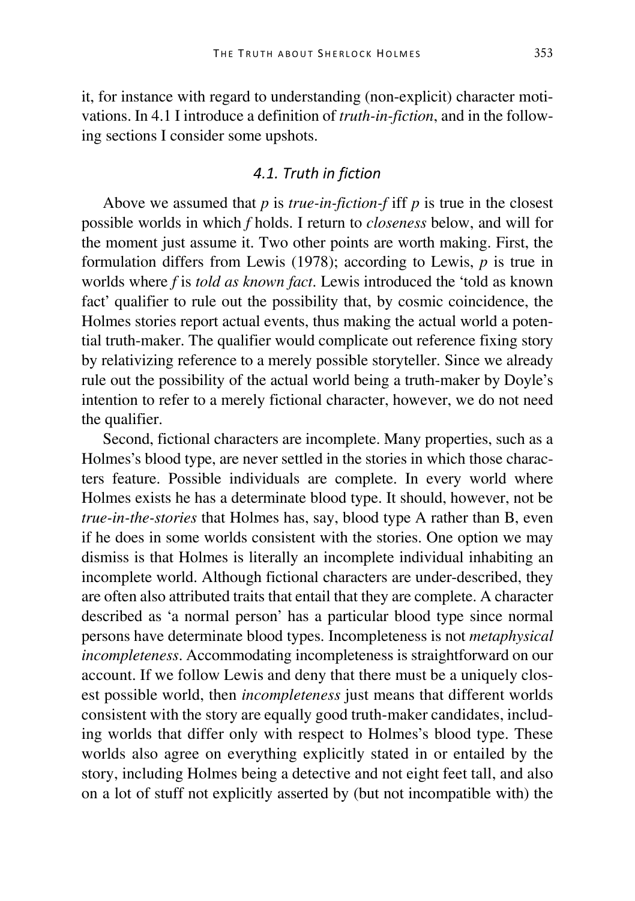it, for instance with regard to understanding (non-explicit) character motivations. In 4.1 I introduce a definition of *truth-in-fiction*, and in the following sections I consider some upshots.

### *4.1. Truth in fiction*

Above we assumed that $p$ is *true-in-fiction-f* iff $p$ is true in the closest possible worlds in which $f$ holds. I return to *closeness* below, and will for the moment just assume it. Two other points are worth making. First, the formulation differs from Lewis (1978); according to Lewis, $p$ is true in worlds where $f$ is *told as known fact*. Lewis introduced the 'told as known fact' qualifier to rule out the possibility that, by cosmic coincidence, the Holmes stories report actual events, thus making the actual world a potential truth-maker. The qualifier would complicate out reference fixing story by relativizing reference to a merely possible storyteller. Since we already rule out the possibility of the actual world being a truth-maker by Doyle's intention to refer to a merely fictional character, however, we do not need the qualifier.

Second, fictional characters are incomplete. Many properties, such as a Holmes's blood type, are never settled in the stories in which those characters feature. Possible individuals are complete. In every world where Holmes exists he has a determinate blood type. It should, however, not be *true-in-the-stories* that Holmes has, say, blood type A rather than B, even if he does in some worlds consistent with the stories. One option we may dismiss is that Holmes is literally an incomplete individual inhabiting an incomplete world. Although fictional characters are under-described, they are often also attributed traits that entail that they are complete. A character described as 'a normal person' has a particular blood type since normal persons have determinate blood types. Incompleteness is not *metaphysical incompleteness*. Accommodating incompleteness is straightforward on our account. If we follow Lewis and deny that there must be a uniquely closest possible world, then *incompleteness* just means that different worlds consistent with the story are equally good truth-maker candidates, including worlds that differ only with respect to Holmes's blood type. These worlds also agree on everything explicitly stated in or entailed by the story, including Holmes being a detective and not eight feet tall, and also on a lot of stuff not explicitly asserted by (but not incompatible with) the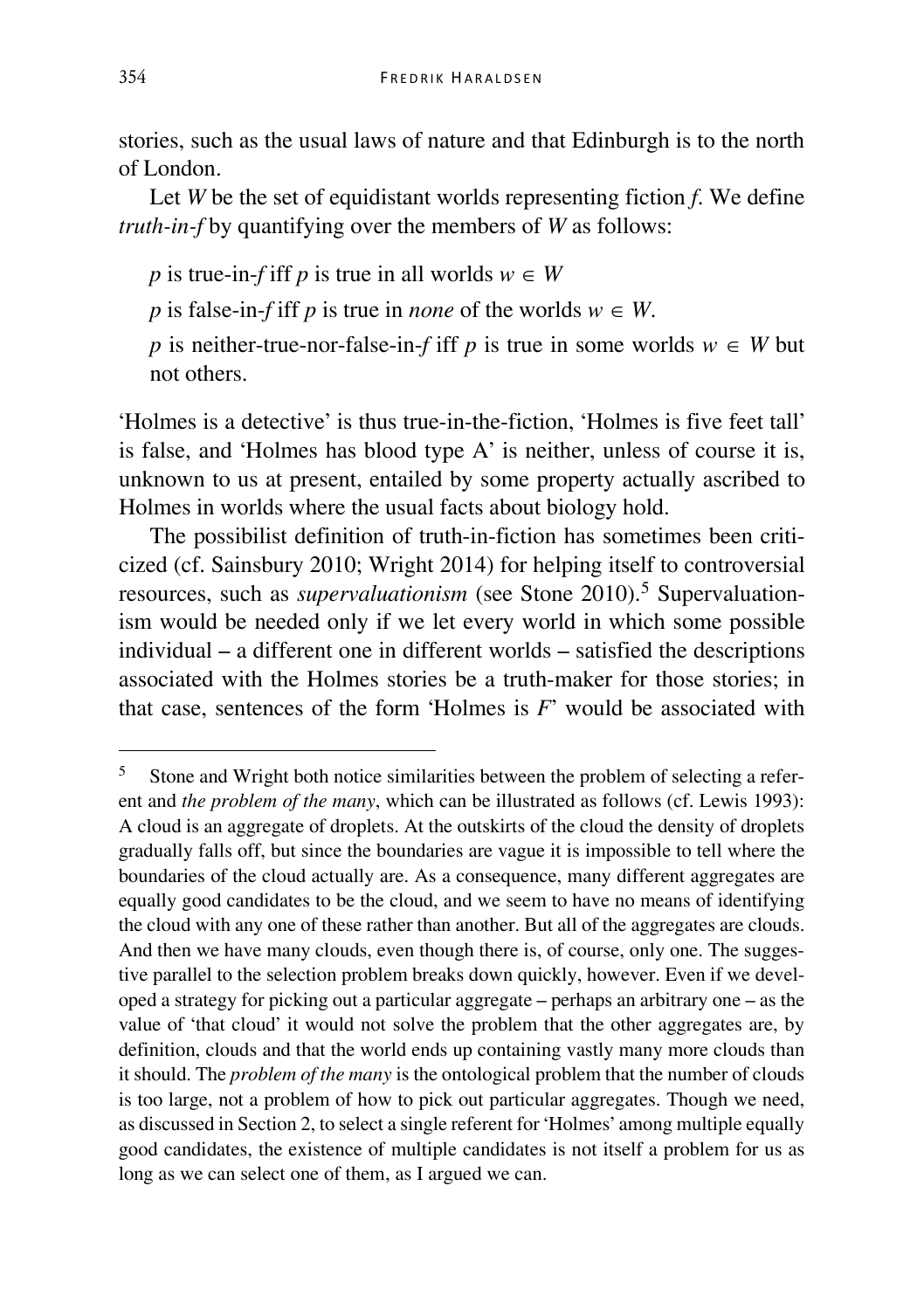stories, such as the usual laws of nature and that Edinburgh is to the north of London.

Let $W$ be the set of equidistant worlds representing fiction $f$. We define *truth-in-f* by quantifying over the members of $W$ as follows:

$p$ is true-in-$f$ iff $p$ is true in all worlds $w \in W$

$p$ is false-in-$f$ iff $p$ is true in *none* of the worlds $w \in W$.

$p$ is neither-true-nor-false-in-$f$ iff $p$ is true in some worlds $w \in W$ but not others.

'Holmes is a detective' is thus true-in-the-fiction, 'Holmes is five feet tall' is false, and 'Holmes has blood type A' is neither, unless of course it is, unknown to us at present, entailed by some property actually ascribed to Holmes in worlds where the usual facts about biology hold.

The possibilist definition of truth-in-fiction has sometimes been criticized (cf. Sainsbury 2010; Wright 2014) for helping itself to controversial resources, such as *supervaluationism* (see Stone 2010).[5] Supervaluationism would be needed only if we let every world in which some possible individual – a different one in different worlds – satisfied the descriptions associated with the Holmes stories be a truth-maker for those stories; in that case, sentences of the form 'Holmes is $F$' would be associated with

[5] Stone and Wright both notice similarities between the problem of selecting a referent and *the problem of the many*, which can be illustrated as follows (cf. Lewis 1993): A cloud is an aggregate of droplets. At the outskirts of the cloud the density of droplets gradually falls off, but since the boundaries are vague it is impossible to tell where the boundaries of the cloud actually are. As a consequence, many different aggregates are equally good candidates to be the cloud, and we seem to have no means of identifying the cloud with any one of these rather than another. But all of the aggregates are clouds. And then we have many clouds, even though there is, of course, only one. The suggestive parallel to the selection problem breaks down quickly, however. Even if we developed a strategy for picking out a particular aggregate – perhaps an arbitrary one – as the value of 'that cloud' it would not solve the problem that the other aggregates are, by definition, clouds and that the world ends up containing vastly many more clouds than it should. The *problem of the many* is the ontological problem that the number of clouds is too large, not a problem of how to pick out particular aggregates. Though we need, as discussed in Section 2, to select a single referent for 'Holmes' among multiple equally good candidates, the existence of multiple candidates is not itself a problem for us as long as we can select one of them, as I argued we can.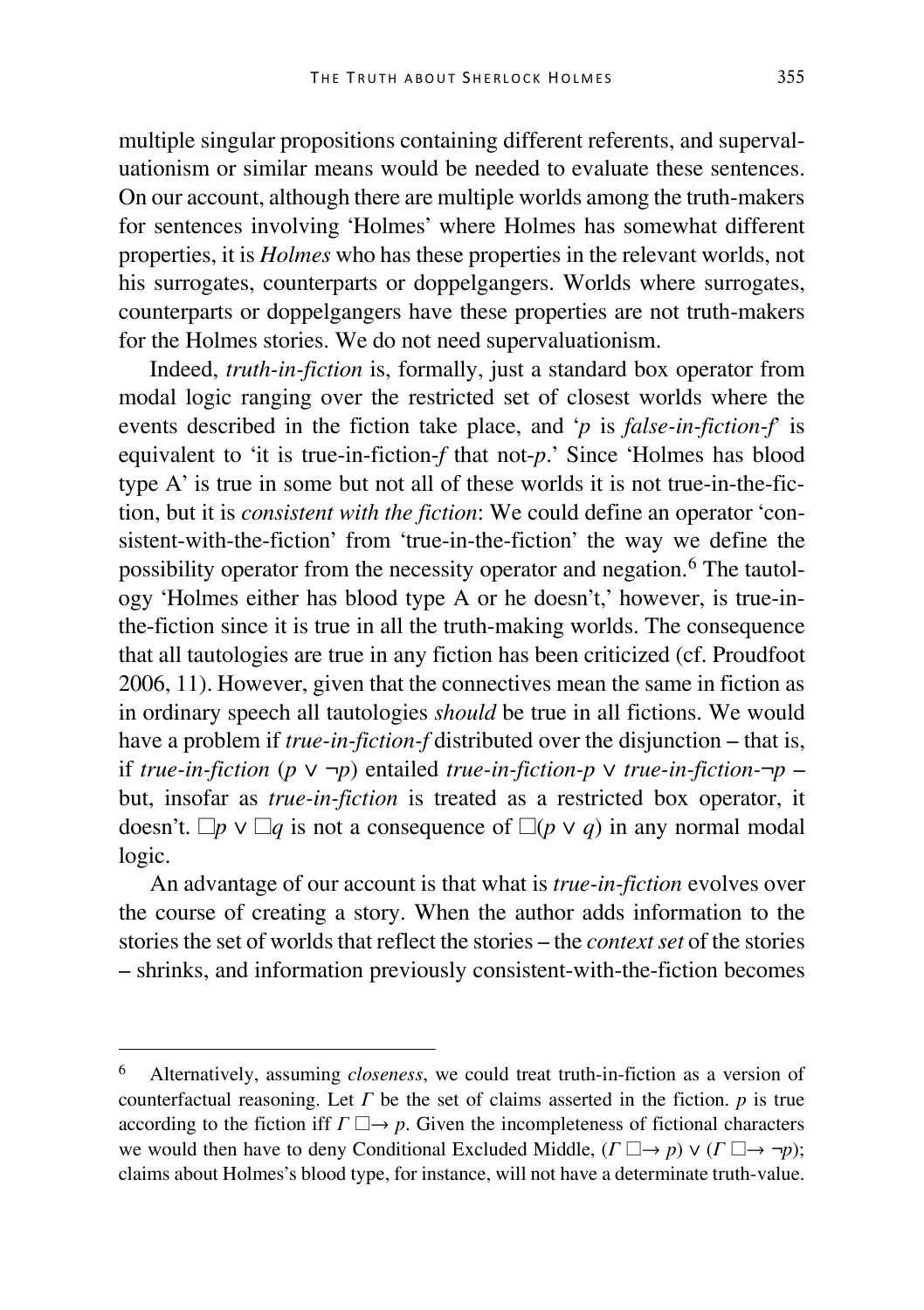multiple singular propositions containing different referents, and supervaluationism or similar means would be needed to evaluate these sentences. On our account, although there are multiple worlds among the truth-makers for sentences involving 'Holmes' where Holmes has somewhat different properties, it is *Holmes* who has these properties in the relevant worlds, not his surrogates, counterparts or doppelgangers. Worlds where surrogates, counterparts or doppelgangers have these properties are not truth-makers for the Holmes stories. We do not need supervaluationism.

Indeed, *truth-in-fiction* is, formally, just a standard box operator from modal logic ranging over the restricted set of closest worlds where the events described in the fiction take place, and '*p* is *false-in-fiction-f*' is equivalent to 'it is true-in-fiction-*f* that not-*p*.' Since 'Holmes has blood type A' is true in some but not all of these worlds it is not true-in-the-fiction, but it is *consistent with the fiction*: We could define an operator 'consistent-with-the-fiction' from 'true-in-the-fiction' the way we define the possibility operator from the necessity operator and negation.[6] The tautology 'Holmes either has blood type A or he doesn't,' however, is true-in-the-fiction since it is true in all the truth-making worlds. The consequence that all tautologies are true in any fiction has been criticized (cf. Proudfoot 2006, 11). However, given that the connectives mean the same in fiction as in ordinary speech all tautologies *should* be true in all fictions. We would have a problem if *true-in-fiction-f* distributed over the disjunction – that is, if *true-in-fiction* $(p \vee \neg p)$ entailed *true-in-fiction-p* $\vee$ *true-in-fiction-*$\neg p$ – but, insofar as *true-in-fiction* is treated as a restricted box operator, it doesn't. $\Box p \vee \Box q$ is not a consequence of $\Box(p \vee q)$ in any normal modal logic.

An advantage of our account is that what is *true-in-fiction* evolves over the course of creating a story. When the author adds information to the stories the set of worlds that reflect the stories – the *context set* of the stories – shrinks, and information previously consistent-with-the-fiction becomes

---

[6] Alternatively, assuming *closeness*, we could treat truth-in-fiction as a version of counterfactual reasoning. Let $\Gamma$ be the set of claims asserted in the fiction. $p$ is true according to the fiction iff $\Gamma \mathrel{\Box\!\!\rightarrow} p$. Given the incompleteness of fictional characters we would then have to deny Conditional Excluded Middle, $(\Gamma \mathrel{\Box\!\!\rightarrow} p) \vee (\Gamma \mathrel{\Box\!\!\rightarrow} \neg p)$; claims about Holmes's blood type, for instance, will not have a determinate truth-value.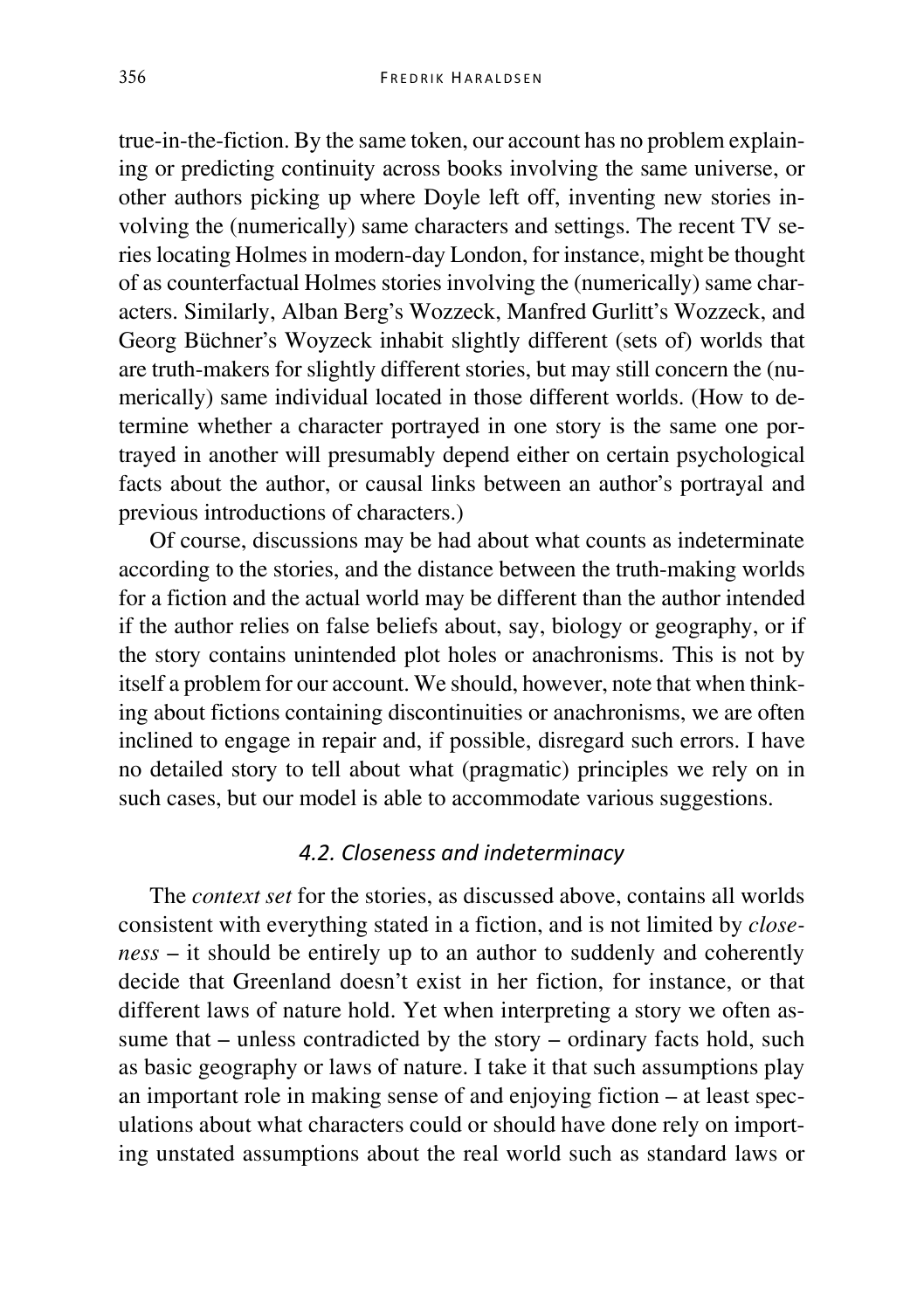true-in-the-fiction. By the same token, our account has no problem explaining or predicting continuity across books involving the same universe, or other authors picking up where Doyle left off, inventing new stories involving the (numerically) same characters and settings. The recent TV series locating Holmes in modern-day London, for instance, might be thought of as counterfactual Holmes stories involving the (numerically) same characters. Similarly, Alban Berg's Wozzeck, Manfred Gurlitt's Wozzeck, and Georg Büchner's Woyzeck inhabit slightly different (sets of) worlds that are truth-makers for slightly different stories, but may still concern the (numerically) same individual located in those different worlds. (How to determine whether a character portrayed in one story is the same one portrayed in another will presumably depend either on certain psychological facts about the author, or causal links between an author's portrayal and previous introductions of characters.)

Of course, discussions may be had about what counts as indeterminate according to the stories, and the distance between the truth-making worlds for a fiction and the actual world may be different than the author intended if the author relies on false beliefs about, say, biology or geography, or if the story contains unintended plot holes or anachronisms. This is not by itself a problem for our account. We should, however, note that when thinking about fictions containing discontinuities or anachronisms, we are often inclined to engage in repair and, if possible, disregard such errors. I have no detailed story to tell about what (pragmatic) principles we rely on in such cases, but our model is able to accommodate various suggestions.

### *4.2. Closeness and indeterminacy*

The *context set* for the stories, as discussed above, contains all worlds consistent with everything stated in a fiction, and is not limited by *closeness* – it should be entirely up to an author to suddenly and coherently decide that Greenland doesn't exist in her fiction, for instance, or that different laws of nature hold. Yet when interpreting a story we often assume that – unless contradicted by the story – ordinary facts hold, such as basic geography or laws of nature. I take it that such assumptions play an important role in making sense of and enjoying fiction – at least speculations about what characters could or should have done rely on importing unstated assumptions about the real world such as standard laws or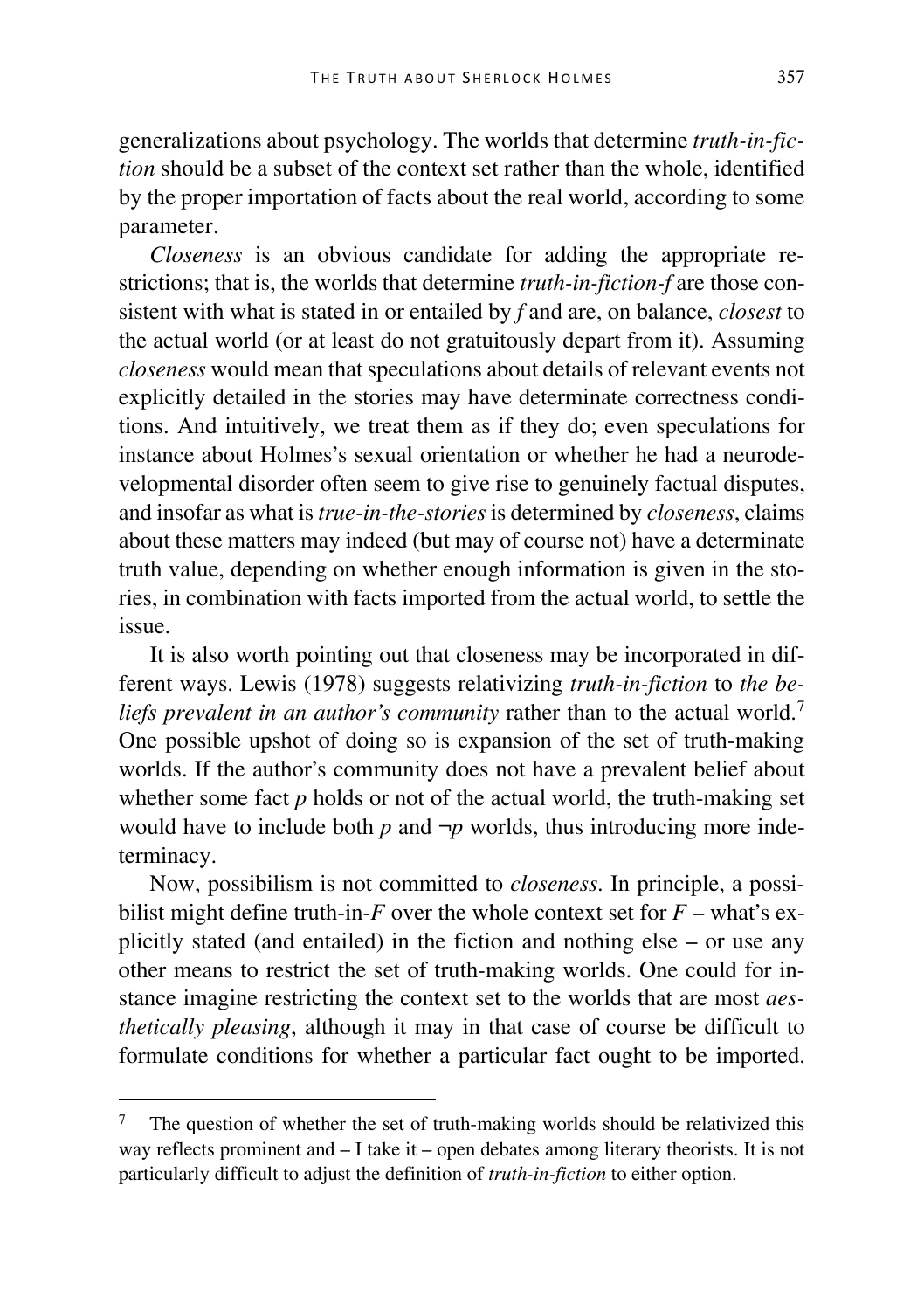generalizations about psychology. The worlds that determine *truth-in-fiction* should be a subset of the context set rather than the whole, identified by the proper importation of facts about the real world, according to some parameter.

*Closeness* is an obvious candidate for adding the appropriate restrictions; that is, the worlds that determine *truth-in-fiction-f* are those consistent with what is stated in or entailed by *f* and are, on balance, *closest* to the actual world (or at least do not gratuitously depart from it). Assuming *closeness* would mean that speculations about details of relevant events not explicitly detailed in the stories may have determinate correctness conditions. And intuitively, we treat them as if they do; even speculations for instance about Holmes's sexual orientation or whether he had a neurodevelopmental disorder often seem to give rise to genuinely factual disputes, and insofar as what is *true-in-the-stories* is determined by *closeness*, claims about these matters may indeed (but may of course not) have a determinate truth value, depending on whether enough information is given in the stories, in combination with facts imported from the actual world, to settle the issue.

It is also worth pointing out that closeness may be incorporated in different ways. Lewis (1978) suggests relativizing *truth-in-fiction* to *the beliefs prevalent in an author's community* rather than to the actual world.[7] One possible upshot of doing so is expansion of the set of truth-making worlds. If the author's community does not have a prevalent belief about whether some fact $p$ holds or not of the actual world, the truth-making set would have to include both $p$ and $\neg p$ worlds, thus introducing more indeterminacy.

Now, possibilism is not committed to *closeness*. In principle, a possibilist might define truth-in-$F$ over the whole context set for $F$ – what's explicitly stated (and entailed) in the fiction and nothing else – or use any other means to restrict the set of truth-making worlds. One could for instance imagine restricting the context set to the worlds that are most *aesthetically pleasing*, although it may in that case of course be difficult to formulate conditions for whether a particular fact ought to be imported.

[7] The question of whether the set of truth-making worlds should be relativized this way reflects prominent and – I take it – open debates among literary theorists. It is not particularly difficult to adjust the definition of *truth-in-fiction* to either option.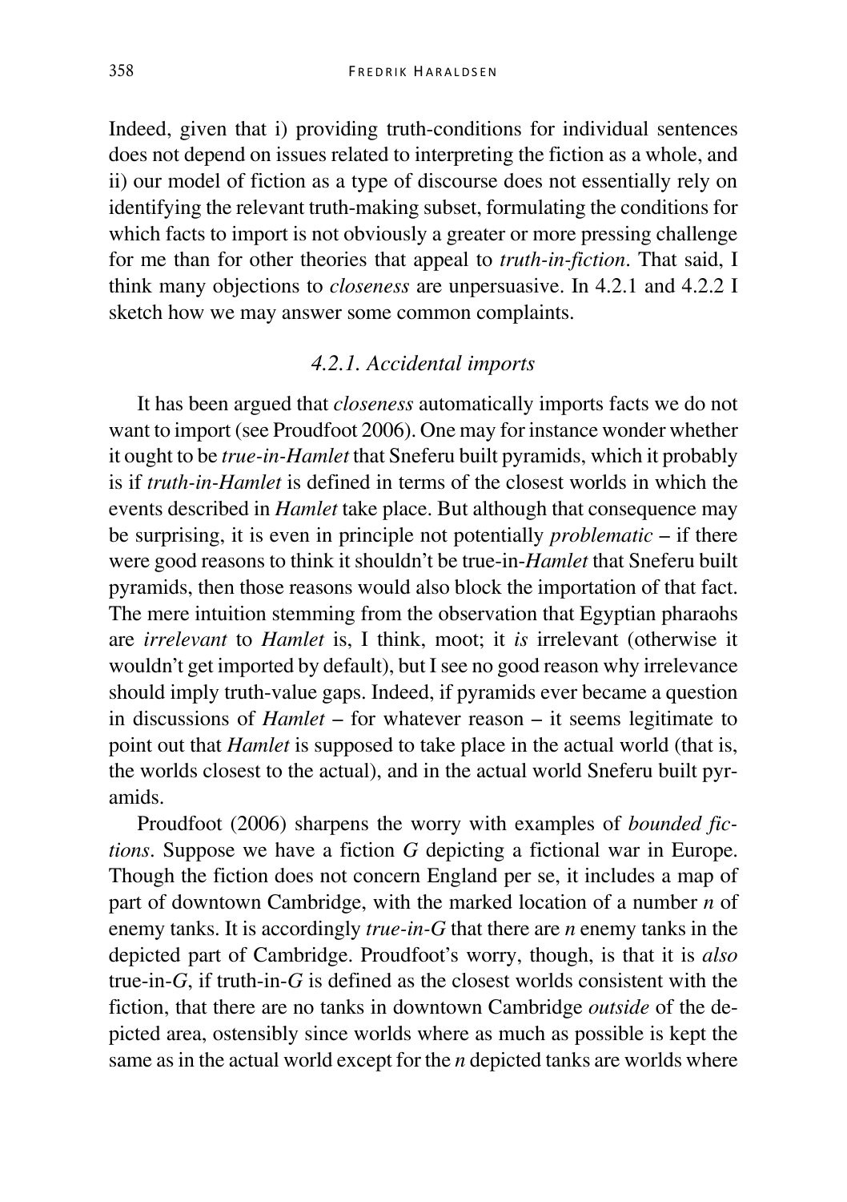Indeed, given that i) providing truth-conditions for individual sentences does not depend on issues related to interpreting the fiction as a whole, and ii) our model of fiction as a type of discourse does not essentially rely on identifying the relevant truth-making subset, formulating the conditions for which facts to import is not obviously a greater or more pressing challenge for me than for other theories that appeal to *truth-in-fiction*. That said, I think many objections to *closeness* are unpersuasive. In 4.2.1 and 4.2.2 I sketch how we may answer some common complaints.

### *4.2.1. Accidental imports*

It has been argued that *closeness* automatically imports facts we do not want to import (see Proudfoot 2006). One may for instance wonder whether it ought to be *true-in-Hamlet* that Sneferu built pyramids, which it probably is if *truth-in-Hamlet* is defined in terms of the closest worlds in which the events described in *Hamlet* take place. But although that consequence may be surprising, it is even in principle not potentially *problematic* – if there were good reasons to think it shouldn't be true-in-*Hamlet* that Sneferu built pyramids, then those reasons would also block the importation of that fact. The mere intuition stemming from the observation that Egyptian pharaohs are *irrelevant* to *Hamlet* is, I think, moot; it *is* irrelevant (otherwise it wouldn't get imported by default), but I see no good reason why irrelevance should imply truth-value gaps. Indeed, if pyramids ever became a question in discussions of *Hamlet* – for whatever reason – it seems legitimate to point out that *Hamlet* is supposed to take place in the actual world (that is, the worlds closest to the actual), and in the actual world Sneferu built pyramids.

Proudfoot (2006) sharpens the worry with examples of *bounded fictions*. Suppose we have a fiction *G* depicting a fictional war in Europe. Though the fiction does not concern England per se, it includes a map of part of downtown Cambridge, with the marked location of a number *n* of enemy tanks. It is accordingly *true-in-G* that there are *n* enemy tanks in the depicted part of Cambridge. Proudfoot's worry, though, is that it is *also* true-in-*G*, if truth-in-*G* is defined as the closest worlds consistent with the fiction, that there are no tanks in downtown Cambridge *outside* of the depicted area, ostensibly since worlds where as much as possible is kept the same as in the actual world except for the *n* depicted tanks are worlds where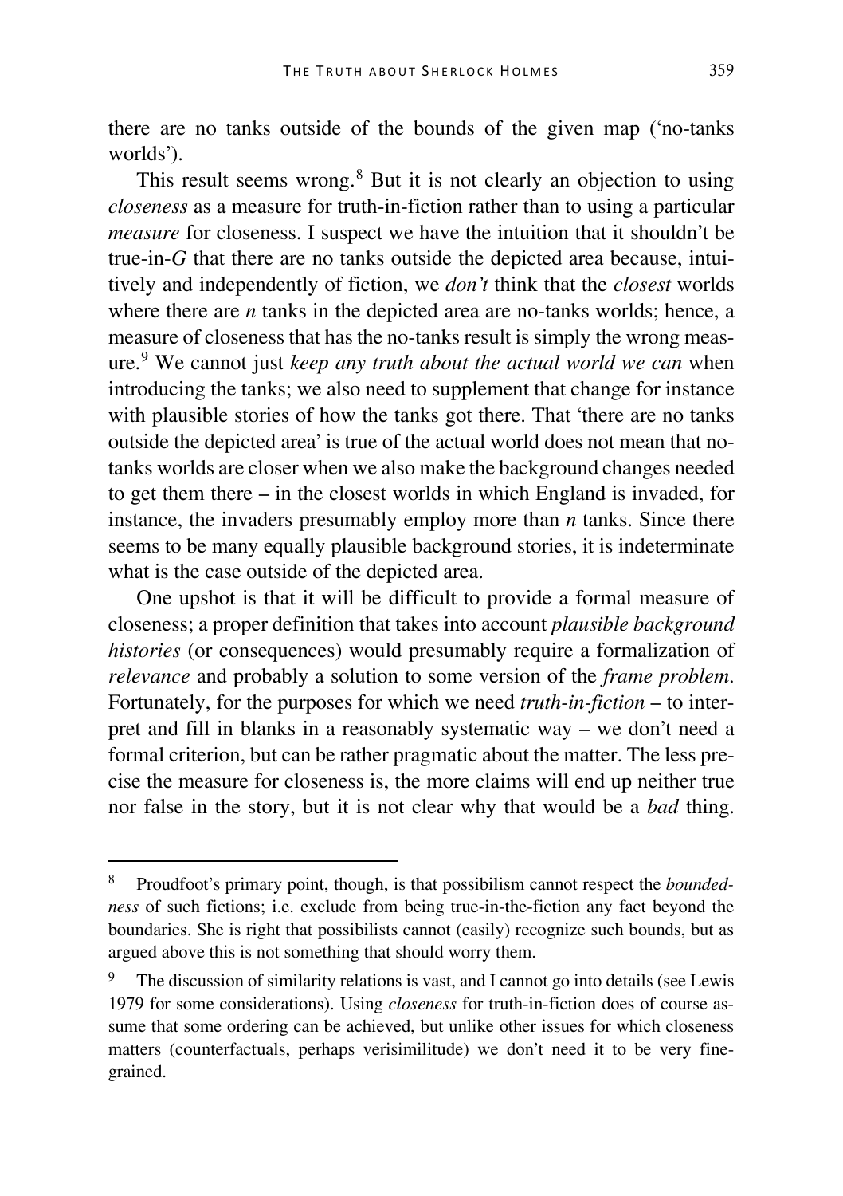there are no tanks outside of the bounds of the given map ('no-tanks worlds').

This result seems wrong.[8] But it is not clearly an objection to using *closeness* as a measure for truth-in-fiction rather than to using a particular *measure* for closeness. I suspect we have the intuition that it shouldn't be true-in-*G* that there are no tanks outside the depicted area because, intuitively and independently of fiction, we *don't* think that the *closest* worlds where there are *n* tanks in the depicted area are no-tanks worlds; hence, a measure of closeness that has the no-tanks result is simply the wrong measure.[9] We cannot just *keep any truth about the actual world we can* when introducing the tanks; we also need to supplement that change for instance with plausible stories of how the tanks got there. That 'there are no tanks outside the depicted area' is true of the actual world does not mean that no-tanks worlds are closer when we also make the background changes needed to get them there – in the closest worlds in which England is invaded, for instance, the invaders presumably employ more than *n* tanks. Since there seems to be many equally plausible background stories, it is indeterminate what is the case outside of the depicted area.

One upshot is that it will be difficult to provide a formal measure of closeness; a proper definition that takes into account *plausible background histories* (or consequences) would presumably require a formalization of *relevance* and probably a solution to some version of the *frame problem*. Fortunately, for the purposes for which we need *truth-in-fiction* – to interpret and fill in blanks in a reasonably systematic way – we don't need a formal criterion, but can be rather pragmatic about the matter. The less precise the measure for closeness is, the more claims will end up neither true nor false in the story, but it is not clear why that would be a *bad* thing.

---

[8] Proudfoot's primary point, though, is that possibilism cannot respect the *boundedness* of such fictions; i.e. exclude from being true-in-the-fiction any fact beyond the boundaries. She is right that possibilists cannot (easily) recognize such bounds, but as argued above this is not something that should worry them.

[9] The discussion of similarity relations is vast, and I cannot go into details (see Lewis 1979 for some considerations). Using *closeness* for truth-in-fiction does of course assume that some ordering can be achieved, but unlike other issues for which closeness matters (counterfactuals, perhaps verisimilitude) we don't need it to be very fine-grained.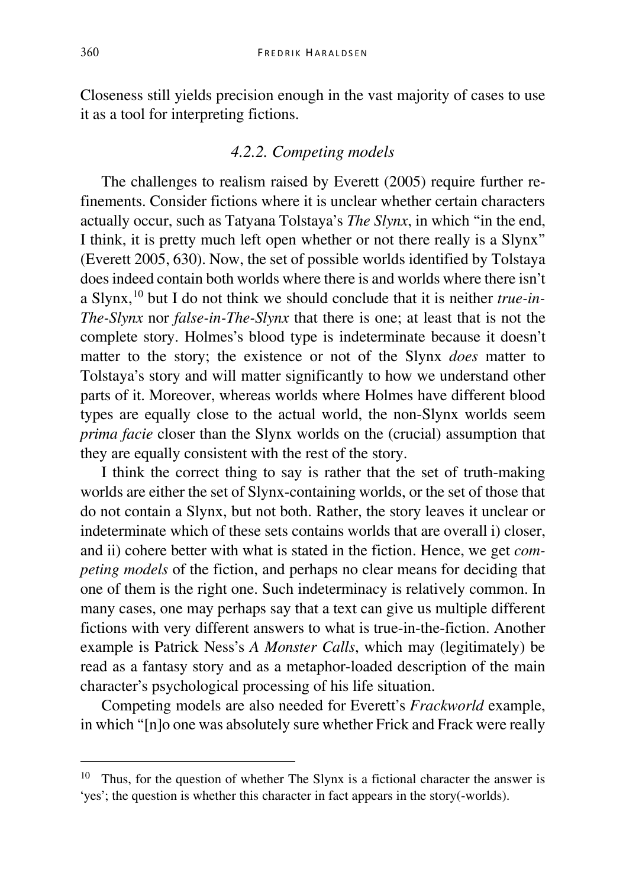Closeness still yields precision enough in the vast majority of cases to use it as a tool for interpreting fictions.

### *4.2.2. Competing models*

The challenges to realism raised by Everett (2005) require further refinements. Consider fictions where it is unclear whether certain characters actually occur, such as Tatyana Tolstaya's *The Slynx*, in which "in the end, I think, it is pretty much left open whether or not there really is a Slynx" (Everett 2005, 630). Now, the set of possible worlds identified by Tolstaya does indeed contain both worlds where there is and worlds where there isn't a Slynx,[10] but I do not think we should conclude that it is neither *true-in-The-Slynx* nor *false-in-The-Slynx* that there is one; at least that is not the complete story. Holmes's blood type is indeterminate because it doesn't matter to the story; the existence or not of the Slynx *does* matter to Tolstaya's story and will matter significantly to how we understand other parts of it. Moreover, whereas worlds where Holmes have different blood types are equally close to the actual world, the non-Slynx worlds seem *prima facie* closer than the Slynx worlds on the (crucial) assumption that they are equally consistent with the rest of the story.

I think the correct thing to say is rather that the set of truth-making worlds are either the set of Slynx-containing worlds, or the set of those that do not contain a Slynx, but not both. Rather, the story leaves it unclear or indeterminate which of these sets contains worlds that are overall i) closer, and ii) cohere better with what is stated in the fiction. Hence, we get *competing models* of the fiction, and perhaps no clear means for deciding that one of them is the right one. Such indeterminacy is relatively common. In many cases, one may perhaps say that a text can give us multiple different fictions with very different answers to what is true-in-the-fiction. Another example is Patrick Ness's *A Monster Calls*, which may (legitimately) be read as a fantasy story and as a metaphor-loaded description of the main character's psychological processing of his life situation.

Competing models are also needed for Everett's *Frackworld* example, in which "[n]o one was absolutely sure whether Frick and Frack were really

---

[10] Thus, for the question of whether The Slynx is a fictional character the answer is 'yes'; the question is whether this character in fact appears in the story(-worlds).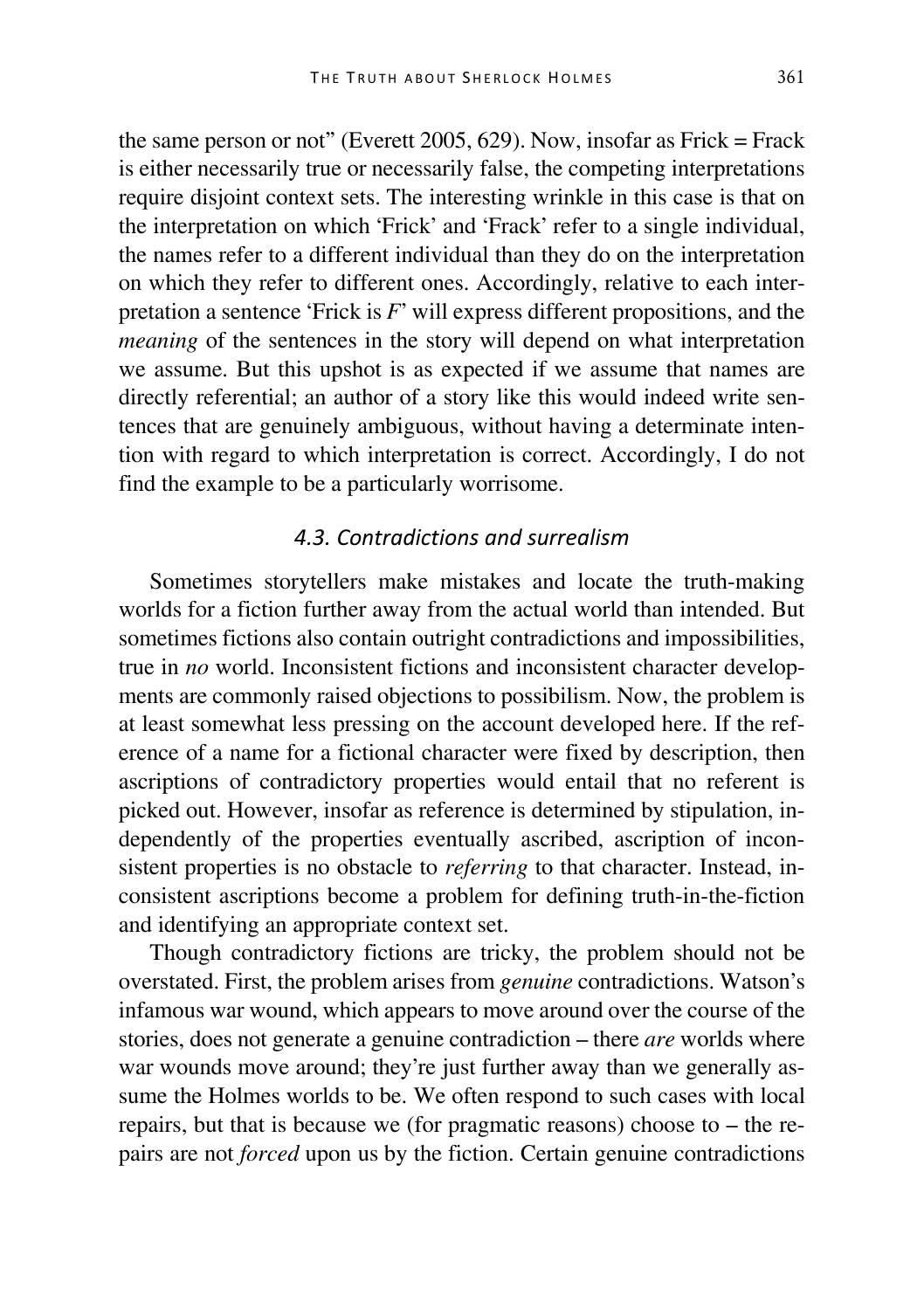the same person or not" (Everett 2005, 629). Now, insofar as Frick = Frack is either necessarily true or necessarily false, the competing interpretations require disjoint context sets. The interesting wrinkle in this case is that on the interpretation on which 'Frick' and 'Frack' refer to a single individual, the names refer to a different individual than they do on the interpretation on which they refer to different ones. Accordingly, relative to each interpretation a sentence 'Frick is *F*' will express different propositions, and the *meaning* of the sentences in the story will depend on what interpretation we assume. But this upshot is as expected if we assume that names are directly referential; an author of a story like this would indeed write sentences that are genuinely ambiguous, without having a determinate intention with regard to which interpretation is correct. Accordingly, I do not find the example to be a particularly worrisome.

### *4.3. Contradictions and surrealism*

Sometimes storytellers make mistakes and locate the truth-making worlds for a fiction further away from the actual world than intended. But sometimes fictions also contain outright contradictions and impossibilities, true in *no* world. Inconsistent fictions and inconsistent character developments are commonly raised objections to possibilism. Now, the problem is at least somewhat less pressing on the account developed here. If the reference of a name for a fictional character were fixed by description, then ascriptions of contradictory properties would entail that no referent is picked out. However, insofar as reference is determined by stipulation, independently of the properties eventually ascribed, ascription of inconsistent properties is no obstacle to *referring* to that character. Instead, inconsistent ascriptions become a problem for defining truth-in-the-fiction and identifying an appropriate context set.

Though contradictory fictions are tricky, the problem should not be overstated. First, the problem arises from *genuine* contradictions. Watson's infamous war wound, which appears to move around over the course of the stories, does not generate a genuine contradiction – there *are* worlds where war wounds move around; they're just further away than we generally assume the Holmes worlds to be. We often respond to such cases with local repairs, but that is because we (for pragmatic reasons) choose to – the repairs are not *forced* upon us by the fiction. Certain genuine contradictions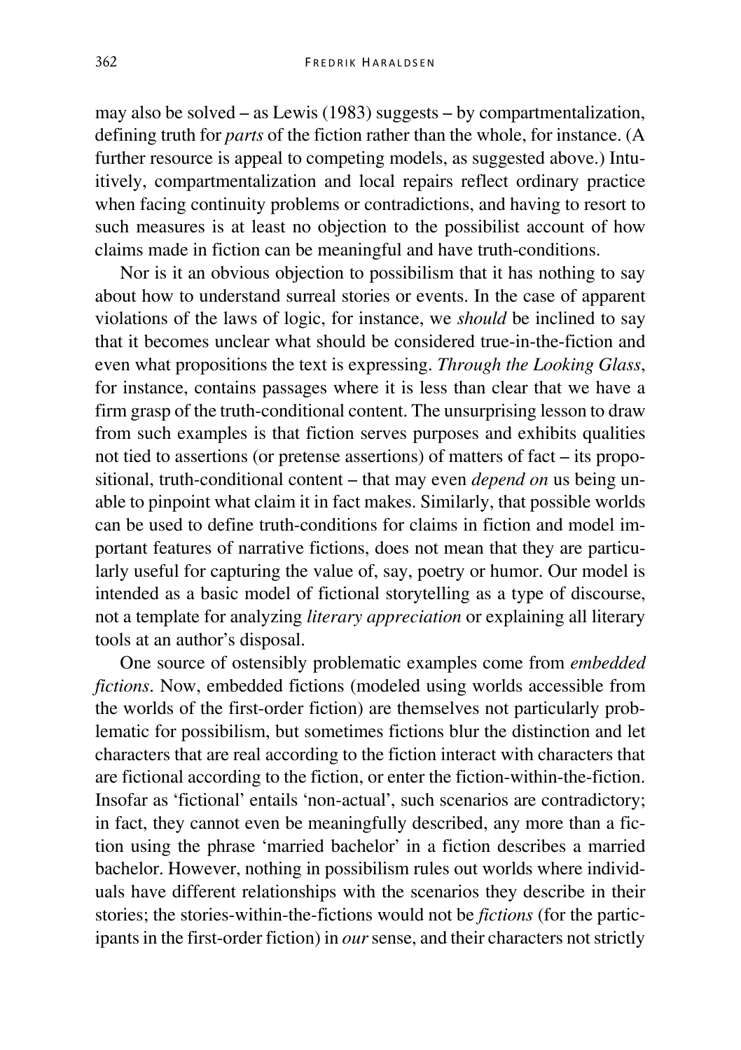may also be solved – as Lewis (1983) suggests – by compartmentalization, defining truth for *parts* of the fiction rather than the whole, for instance. (A further resource is appeal to competing models, as suggested above.) Intuitively, compartmentalization and local repairs reflect ordinary practice when facing continuity problems or contradictions, and having to resort to such measures is at least no objection to the possibilist account of how claims made in fiction can be meaningful and have truth-conditions.

Nor is it an obvious objection to possibilism that it has nothing to say about how to understand surreal stories or events. In the case of apparent violations of the laws of logic, for instance, we *should* be inclined to say that it becomes unclear what should be considered true-in-the-fiction and even what propositions the text is expressing. *Through the Looking Glass*, for instance, contains passages where it is less than clear that we have a firm grasp of the truth-conditional content. The unsurprising lesson to draw from such examples is that fiction serves purposes and exhibits qualities not tied to assertions (or pretense assertions) of matters of fact – its propositional, truth-conditional content – that may even *depend on* us being unable to pinpoint what claim it in fact makes. Similarly, that possible worlds can be used to define truth-conditions for claims in fiction and model important features of narrative fictions, does not mean that they are particularly useful for capturing the value of, say, poetry or humor. Our model is intended as a basic model of fictional storytelling as a type of discourse, not a template for analyzing *literary appreciation* or explaining all literary tools at an author's disposal.

One source of ostensibly problematic examples come from *embedded fictions*. Now, embedded fictions (modeled using worlds accessible from the worlds of the first-order fiction) are themselves not particularly problematic for possibilism, but sometimes fictions blur the distinction and let characters that are real according to the fiction interact with characters that are fictional according to the fiction, or enter the fiction-within-the-fiction. Insofar as 'fictional' entails 'non-actual', such scenarios are contradictory; in fact, they cannot even be meaningfully described, any more than a fiction using the phrase 'married bachelor' in a fiction describes a married bachelor. However, nothing in possibilism rules out worlds where individuals have different relationships with the scenarios they describe in their stories; the stories-within-the-fictions would not be *fictions* (for the participants in the first-order fiction) in *our* sense, and their characters not strictly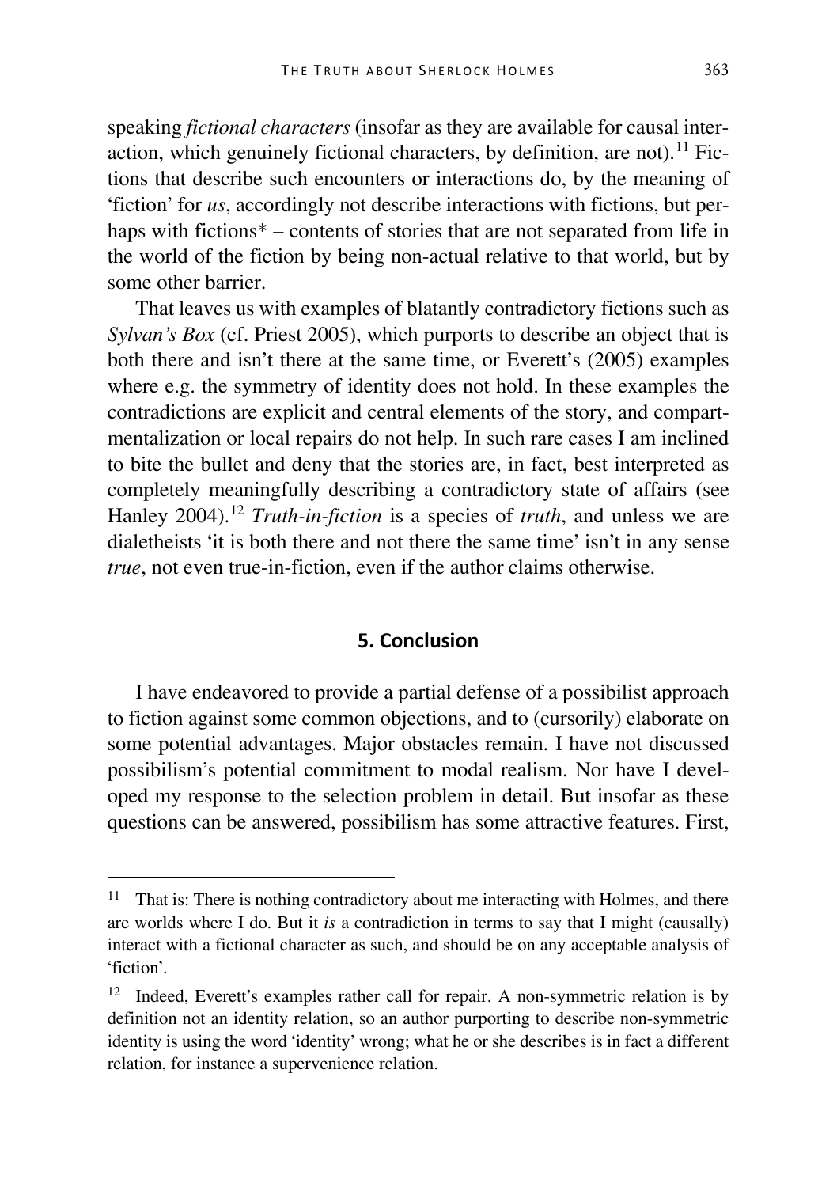speaking *fictional characters* (insofar as they are available for causal interaction, which genuinely fictional characters, by definition, are not).[11] Fictions that describe such encounters or interactions do, by the meaning of 'fiction' for *us*, accordingly not describe interactions with fictions, but perhaps with fictions* – contents of stories that are not separated from life in the world of the fiction by being non-actual relative to that world, but by some other barrier.

That leaves us with examples of blatantly contradictory fictions such as *Sylvan's Box* (cf. Priest 2005), which purports to describe an object that is both there and isn't there at the same time, or Everett's (2005) examples where e.g. the symmetry of identity does not hold. In these examples the contradictions are explicit and central elements of the story, and compartmentalization or local repairs do not help. In such rare cases I am inclined to bite the bullet and deny that the stories are, in fact, best interpreted as completely meaningfully describing a contradictory state of affairs (see Hanley 2004).[12] *Truth-in-fiction* is a species of *truth*, and unless we are dialetheists 'it is both there and not there the same time' isn't in any sense *true*, not even true-in-fiction, even if the author claims otherwise.

## 5. Conclusion

I have endeavored to provide a partial defense of a possibilist approach to fiction against some common objections, and to (cursorily) elaborate on some potential advantages. Major obstacles remain. I have not discussed possibilism's potential commitment to modal realism. Nor have I developed my response to the selection problem in detail. But insofar as these questions can be answered, possibilism has some attractive features. First,

---

[11] That is: There is nothing contradictory about me interacting with Holmes, and there are worlds where I do. But it *is* a contradiction in terms to say that I might (causally) interact with a fictional character as such, and should be on any acceptable analysis of 'fiction'.

[12] Indeed, Everett's examples rather call for repair. A non-symmetric relation is by definition not an identity relation, so an author purporting to describe non-symmetric identity is using the word 'identity' wrong; what he or she describes is in fact a different relation, for instance a supervenience relation.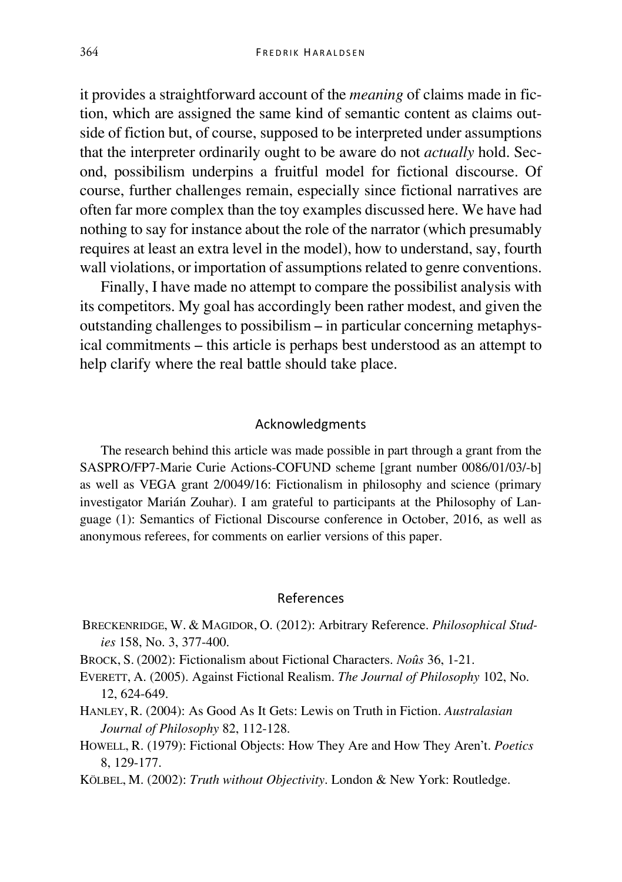it provides a straightforward account of the *meaning* of claims made in fiction, which are assigned the same kind of semantic content as claims outside of fiction but, of course, supposed to be interpreted under assumptions that the interpreter ordinarily ought to be aware do not *actually* hold. Second, possibilism underpins a fruitful model for fictional discourse. Of course, further challenges remain, especially since fictional narratives are often far more complex than the toy examples discussed here. We have had nothing to say for instance about the role of the narrator (which presumably requires at least an extra level in the model), how to understand, say, fourth wall violations, or importation of assumptions related to genre conventions.

Finally, I have made no attempt to compare the possibilist analysis with its competitors. My goal has accordingly been rather modest, and given the outstanding challenges to possibilism – in particular concerning metaphysical commitments – this article is perhaps best understood as an attempt to help clarify where the real battle should take place.

## Acknowledgments

The research behind this article was made possible in part through a grant from the SASPRO/FP7-Marie Curie Actions-COFUND scheme [grant number 0086/01/03/-b] as well as VEGA grant 2/0049/16: Fictionalism in philosophy and science (primary investigator Marián Zouhar). I am grateful to participants at the Philosophy of Language (1): Semantics of Fictional Discourse conference in October, 2016, as well as anonymous referees, for comments on earlier versions of this paper.

## References

BRECKENRIDGE, W. & MAGIDOR, O. (2012): Arbitrary Reference. *Philosophical Studies* 158, No. 3, 377-400.

BROCK, S. (2002): Fictionalism about Fictional Characters. *Noûs* 36, 1-21.

EVERETT, A. (2005). Against Fictional Realism. *The Journal of Philosophy* 102, No. 12, 624-649.

HANLEY, R. (2004): As Good As It Gets: Lewis on Truth in Fiction. *Australasian Journal of Philosophy* 82, 112-128.

HOWELL, R. (1979): Fictional Objects: How They Are and How They Aren't. *Poetics* 8, 129-177.

KÖLBEL, M. (2002): *Truth without Objectivity*. London & New York: Routledge.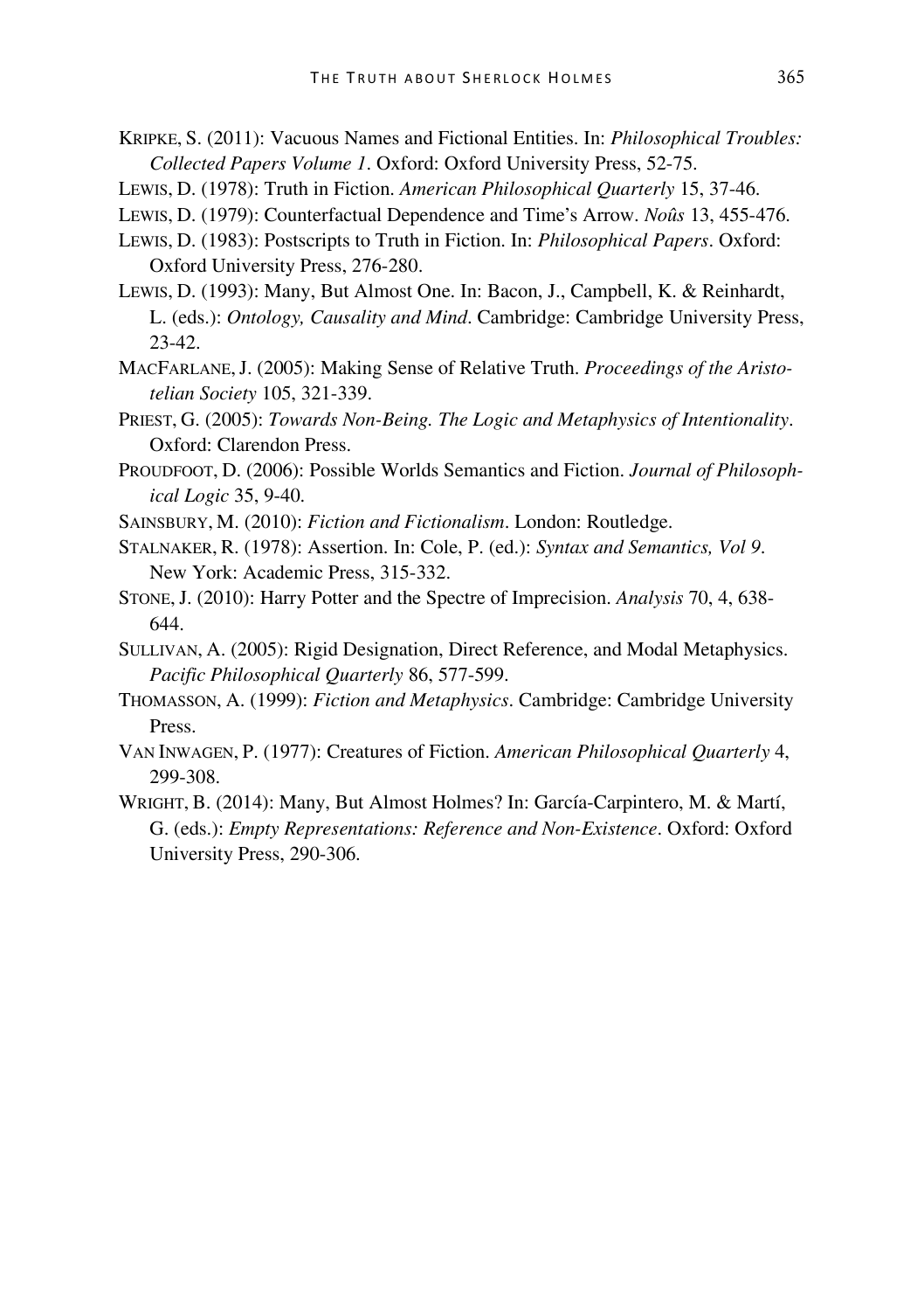KRIPKE, S. (2011): Vacuous Names and Fictional Entities. In: *Philosophical Troubles: Collected Papers Volume 1*. Oxford: Oxford University Press, 52-75.

LEWIS, D. (1978): Truth in Fiction. *American Philosophical Quarterly* 15, 37-46.

LEWIS, D. (1979): Counterfactual Dependence and Time's Arrow. *Noûs* 13, 455-476.

LEWIS, D. (1983): Postscripts to Truth in Fiction. In: *Philosophical Papers*. Oxford: Oxford University Press, 276-280.

LEWIS, D. (1993): Many, But Almost One. In: Bacon, J., Campbell, K. & Reinhardt, L. (eds.): *Ontology, Causality and Mind*. Cambridge: Cambridge University Press, 23-42.

MACFARLANE, J. (2005): Making Sense of Relative Truth. *Proceedings of the Aristotelian Society* 105, 321-339.

PRIEST, G. (2005): *Towards Non-Being. The Logic and Metaphysics of Intentionality*. Oxford: Clarendon Press.

PROUDFOOT, D. (2006): Possible Worlds Semantics and Fiction. *Journal of Philosophical Logic* 35, 9-40.

SAINSBURY, M. (2010): *Fiction and Fictionalism*. London: Routledge.

STALNAKER, R. (1978): Assertion. In: Cole, P. (ed.): *Syntax and Semantics, Vol 9*. New York: Academic Press, 315-332.

STONE, J. (2010): Harry Potter and the Spectre of Imprecision. *Analysis* 70, 4, 638-644.

SULLIVAN, A. (2005): Rigid Designation, Direct Reference, and Modal Metaphysics. *Pacific Philosophical Quarterly* 86, 577-599.

THOMASSON, A. (1999): *Fiction and Metaphysics*. Cambridge: Cambridge University Press.

VAN INWAGEN, P. (1977): Creatures of Fiction. *American Philosophical Quarterly* 4, 299-308.

WRIGHT, B. (2014): Many, But Almost Holmes? In: García-Carpintero, M. & Martí, G. (eds.): *Empty Representations: Reference and Non-Existence*. Oxford: Oxford University Press, 290-306.